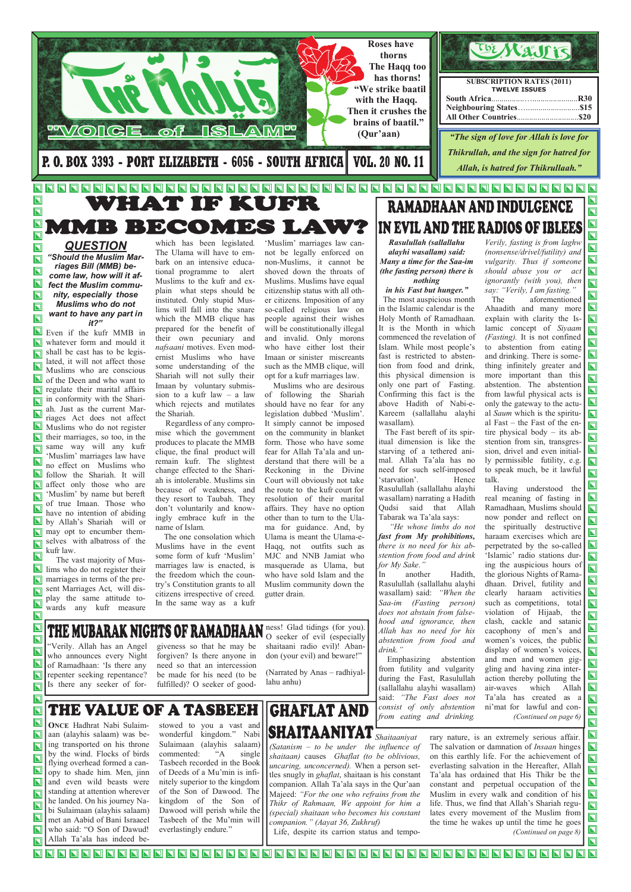# The Majlis "VOICE of ISLAM"

P. O. BOX 3393 - PORT ELIZABETH - 6056 - SOUTH AFRICA | VOL. 20 NO. 11

**Roses have thorns**
**The Haqq too has thorns!**
**"We strike baatil with the Haqq. Then it crushes the brains of baatil." (Qur'aan)**

**SUBSCRIPTION RATES (2011)**
**TWELVE ISSUES**

| | |
|---|---|
| South Africa | R30 |
| Neighbouring States | $15 |
| All Other Countries | $20 |

*"The sign of love for Allah is love for Thikrullah, and the sign for hatred for Allah, is hatred for Thikrullaah."*

# WHAT IF KUFR MMB BECOMES LAW?

## QUESTION

***"Should the Muslim Marriages Bill (MMB) become law, how will it affect the Muslim community, especially those Muslims who do not want to have any part in it?"***

Even if the kufr MMB in whatever form and mould it shall be cast has to be legislated, it will not affect those Muslims who are conscious of the Deen and who want to regulate their marital affairs in conformity with the Shariah. Just as the current Marriages Act does not affect Muslims who do not register their marriages, so too, in the same way will any kufr 'Muslim' marriages law have no effect on Muslims who follow the Shariah. It will affect only those who are 'Muslim' by name but bereft of true Imaan. Those who have no intention of abiding by Allah's Shariah will or may opt to encumber themselves with albatross of the kufr law.

The vast majority of Muslims who do not register their marriages in terms of the present Marriages Act, will display the same attitude towards any kufr measure which has been legislated. The Ulama will have to embark on an intensive educational programme to alert Muslims to the kufr and explain what steps should be instituted. Only stupid Muslims will fall into the snare which the MMB clique has prepared for the benefit of their own pecuniary and *nafsaani* motives. Even modernist Muslims who have some understanding of the Shariah will not sully their Imaan by voluntary submission to a kufr law – a law which rejects and mutilates the Shariah.

Regardless of any compromise which the government produces to placate the MMB clique, the final product will remain kufr. The slightest change effected to the Shariah is intolerable. Muslims sin because of weakness, and they resort to Taubah. They don't voluntarily and knowingly embrace kufr in the name of Islam.

The one consolation which Muslims have in the event some form of kufr 'Muslim' marriages law is enacted, is the freedom which the country's Constitution grants to all citizens irrespective of creed. In the same way as a kufr 'Muslim' marriages law cannot be legally enforced on non-Muslims, it cannot be shoved down the throats of Muslims. Muslims have equal citizenship status with all other citizens. Imposition of any so-called religious law on people against their wishes will be constitutionally illegal and invalid. Only morons who have either lost their Imaan or sinister miscreants such as the MMB clique, will opt for a kufr marriages law.

Muslims who are desirous of following the Shariah should have no fear for any legislation dubbed 'Muslim'. It simply cannot be imposed on the community in blanket form. Those who have some fear for Allah Ta'ala and understand that there will be a Reckoning in the Divine Court will obviously not take the route to the kufr court for resolution of their marital affairs. They have no option other than to turn to the Ulama for guidance. And, by Ulama is meant the Ulama-e-Haqq, not outfits such as MJC and NNB Jamiat who masquerade as Ulama, but who have sold Islam and the Muslim community down the gutter drain.

# RAMADHAAN AND INDULGENCE IN EVIL AND THE RADIOS OF IBLEES

***Rasulullah (sallallahu alayhi wasallam) said: Many a time for the Saa-im (the fasting person) there is nothing in his Fast but hunger."***

The most auspicious month in the Islamic calendar is the Holy Month of Ramadhaan. It is the Month in which commenced the revelation of Islam. While most people's fast is restricted to abstention from food and drink, this physical dimension is only one part of Fasting. Confirming this fact is the above Hadith of Nabi-e-Kareem (sallallahu alayhi wasallam).

The Fast bereft of its spiritual dimension is like the starving of a tethered animal. Allah Ta'ala has no need for such self-imposed 'starvation'. Hence Rasulullah (sallallahu alayhi wasallam) narrating a Hadith Qudsi said that Allah Tabarak wa Ta'ala says:

*"He whose limbs do not **fast from My prohibitions,** there is no need for his abstention from food and drink for My Sake."*

In another Hadith, Rasulullah (sallallahu alayhi wasallam) said: *"When the Saa-im (Fasting person) does not abstain from falsehood and ignorance, then Allah has no need for his abstention from food and drink."*

Emphasizing abstention from futility and vulgarity during the Fast, Rasulullah (sallallahu alayhi wasallam) said: *"The Fast does not consist of only abstention from eating and drinking. Verily, fasting is from laghw (nonsense/drivel/futility) and vulgarity. Thus if someone should abuse you or act ignorantly (with you), then say: "Verily, I am fasting."*

The aforementioned Ahaadith and many more explain with clarity the Islamic concept of *Siyaam (Fasting).* It is not confined to abstention from eating and drinking. There is something infinitely greater and more important than this abstention. The abstention from lawful physical acts is only the gateway to the actual *Saum* which is the spiritual Fast – the Fast of the entire physical body – its abstention from sin, transgression, drivel and even initially permissible futility, e.g. to speak much, be it lawful talk.

Having understood the real meaning of fasting in Ramadhaan, Muslims should now ponder and reflect on the spiritually destructive haraam exercises which are perpetrated by the so-called 'Islamic' radio stations during the auspicious hours of the glorious Nights of Ramadhaan. Drivel, futility and clearly haraam activities such as competitions, total violation of Hijaab, the clash, cackle and satanic cacophony of men's and women's voices, the public display of women's voices, and men and women giggling and having zina interaction thereby polluting the air-waves which Allah Ta'ala has created as a ni'mat for lawful and con-

*(Continued on page 6)*

# THE MUBARAK NIGHTS OF RAMADHAAN

"Verily. Allah has an Angel who announces every Night of Ramadhaan: 'Is there any repenter seeking repentance? Is there any seeker of forgiveness so that he may be forgiven? Is there anyone in need so that an intercession be made for his need (to be fulfilled)? O seeker of goodness! Glad tidings (for you). O seeker of evil (especially shaitaani radio evil)! Abandon (your evil) and beware!"

(Narrated by Anas – radhiyallahu anhu)

# THE VALUE OF A TASBEEH

**ONCE** Hadhrat Nabi Sulaimaan (alayhis salaam) was being transported on his throne by the wind. Flocks of birds flying overhead formed a canopy to shade him. Men, jinn and even wild beasts were standing at attention wherever he landed. On his journey Nabi Sulaimaan (alayhis salaam) met an Aabid of Bani Israaeel who said: "O Son of Dawud! Allah Ta'ala has indeed bestowed to you a vast and wonderful kingdom." Nabi Sulaimaan (alayhis salaam) commented: "A single Tasbeeh recorded in the Book of Deeds of a Mu'min is infinitely superior to the kingdom of the Son of Dawood. The kingdom of the Son of Dawood will perish while the Tasbeeh of the Mu'min will everlastingly endure."

# GHAFLAT AND SHAITAANIYAT

*Shaitaaniyat (Satanism – to be under the influence of shaitaan)* causes *Ghaflat (to be oblivious, uncaring, unconcerned).* When a person settles snugly in *ghaflat*, shaitaan is his constant companion. Allah Ta'ala says in the Qur'aan Majeed: *"For the one who refrains from the Thikr of Rahmaan, We appoint for him a (special) shaitaan who becomes his constant companion." (Aayat 36, Zukhruf)*

Life, despite its carrion status and temporary nature, is an extremely serious affair. The salvation or damnation of *Insaan* hinges on this earthly life. For the achievement of everlasting salvation in the Hereafter, Allah Ta'ala has ordained that His Thikr be the constant and perpetual occupation of the Muslim in every walk and condition of his life. Thus, we find that Allah's Shariah regulates every movement of the Muslim from the time he wakes up until the time he goes

*(Continued on page 8)*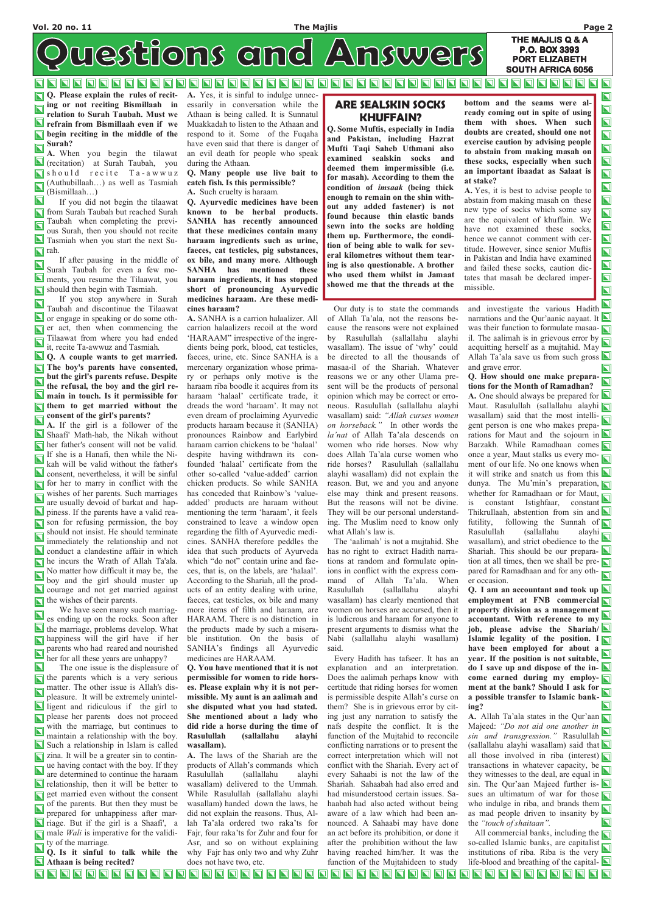# Questions and Answers

THE MAJLIS Q & A
P.O. BOX 3393
PORT ELIZABETH
SOUTH AFRICA 6056

**Q. Please explain the rules of reciting or not reciting Bismillaah in relation to Surah Taubah. Must we refrain from Bismillaah even if we begin reciting in the middle of the Surah?**

A. When you begin the tilawat (recitation) at Surah Taubah, you should recite Ta-awwuz (Authubillaah…) as well as Tasmiah (Bismillaah…)

If you did not begin the tilaawat from Surah Taubah but reached Surah Taubah when completing the previous Surah, then you should not recite Tasmiah when you start the next Surah.

If after pausing in the middle of Surah Taubah for even a few moments, you resume the Tilaawat, you should then begin with Tasmiah.

If you stop anywhere in Surah Taubah and discontinue the Tilaawat or engage in speaking or do some other act, then when commencing the Tilaawat from where you had ended it, recite Ta-awwuz and Tasmiah.

**Q. A couple wants to get married. The boy's parents have consented, but the girl's parents refuse. Despite the refusal, the boy and the girl remain in touch. Is it permissible for them to get married without the consent of the girl's parents?**

A. If the girl is a follower of the Shaafi' Math-hab, the Nikah without her father's consent will not be valid. If she is a Hanafi, then while the Nikah will be valid without the father's consent, nevertheless, it will be sinful for her to marry in conflict with the wishes of her parents. Such marriages are usually devoid of barkat and happiness. If the parents have a valid reason for refusing permission, the boy should not insist. He should terminate immediately the relationship and not conduct a clandestine affair in which he incurs the Wrath of Allah Ta'ala. No matter how difficult it may be, the boy and the girl should muster up courage and not get married against the wishes of their parents.

We have seen many such marriages ending up on the rocks. Soon after the marriage, problems develop. What happiness will the girl have if her parents who had reared and nourished her for all these years are unhappy?

The one issue is the displeasure of the parents which is a very serious matter. The other issue is Allah's displeasure. It will be extremely unintelligent and ridiculous if the girl to please her parents does not proceed with the marriage, but continues to maintain a relationship with the boy. Such a relationship in Islam is called zina. It will be a greater sin to continue having contact with the boy. If they are determined to continue the haraam relationship, then it will be better to get married even without the consent of the parents. But then they must be prepared for unhappiness after marriage. But if the girl is a Shaafi', a male *Wali* is imperative for the validity of the marriage.

**Q. Is it sinful to talk while the Athaan is being recited?**

A. Yes, it is sinful to indulge unnecessarily in conversation while the Athaan is being called. It is Sunnatul Muakkadah to listen to the Athaan and respond to it. Some of the Fuqaha have even said that there is danger of an evil death for people who speak during the Athaan.

**Q. Many people use live bait to catch fish. Is this permissible?**

A. Such cruelty is haraam.

**Q. Ayurvedic medicines have been known to be herbal products. SANHA has recently announced that these medicines contain many haraam ingredients such as urine, faeces, cat testicles, pig substances, ox bile, and many more. Although SANHA has mentioned these haraam ingredients, it has stopped short of pronouncing Ayurvedic medicines haraam. Are these medicines haraam?**

A. SANHA is a carrion halaalizer. All carrion halaalizers recoil at the word 'HARAAM' irrespective of the ingredients being pork, blood, cat testicles, faeces, urine, etc. Since SANHA is a mercenary organization whose primary or perhaps only motive is the haraam riba boodle it acquires from its haraam 'halaal' certificate trade, it dreads the word 'haraam'. It may not even dream of proclaiming Ayurvedic products haraam because it (SANHA) pronounces Rainbow and Earlybird haraam carrion chickens to be 'halaal' despite having withdrawn its confounded 'halaal' certificate from the other so-called 'value-added' carrion chicken products. So while SANHA has conceded that Rainbow's 'value-added' products are haraam without mentioning the term 'haraam', it feels constrained to leave a window open regarding the filth of Ayurvedic medicines. SANHA therefore peddles the idea that such products of Ayurveda which "do not" contain urine and faeces, that is, on the labels, are 'halaal'. According to the Shariah, all the products of an entity dealing with urine, faeces, cat testicles, ox bile and many more items of filth and haraam, are HARAAM. There is no distinction in the products made by such a miserable institution. On the basis of SANHA's findings all Ayurvedic medicines are HARAAM.

**Q. You have mentioned that it is not permissible for women to ride horses. Please explain why it is not permissible. My aunt is an aalimah and she disputed what you had stated. She mentioned about a lady who did ride a horse during the time of Rasulullah (sallallahu alayhi wasallam).**

A. The laws of the Shariah are the products of Allah's commands which Rasulullah (sallallahu alayhi wasallam) delivered to the Ummah. While Rasulullah (sallallahu alayhi wasallam) handed down the laws, he did not explain the reasons. Thus, Allah Ta'ala ordered two raka'ts for Fajr, four raka'ts for Zuhr and four for Asr, and so on without explaining why Fajr has only two and why Zuhr does not have two, etc.

Our duty is to state the commands of Allah Ta'ala, not the reasons because the reasons were not explained by Rasulullah (sallallahu alayhi wasallam). The issue of 'why' could be directed to all the thousands of masaa-il of the Shariah. Whatever reasons we or any other Ulama present will be the products of personal opinion which may be correct or erroneous. Rasulullah (sallallahu alayhi wasallam) said: *"Allah curses women on horseback."* In other words the *la'nat* of Allah Ta'ala descends on women who ride horses. Now why does Allah Ta'ala curse women who ride horses? Rasulullah (sallallahu alayhi wasallam) did not explain the reason. But, we and you and anyone else may think and present reasons. But the reasons will not be divine. They will be our personal understanding. The Muslim need to know only what Allah's law is.

The 'aalimah' is not a mujtahid. She has no right to extract Hadith narrations at random and formulate opinions in conflict with the express command of Allah Ta'ala. When Rasulullah (sallallahu alayhi wasallam) has clearly mentioned that women on horses are accursed, then it is ludicrous and haraam for anyone to present arguments to dismiss what the Nabi (sallallahu alayhi wasallam) said.

Every Hadith has tafseer. It has an explanation and an interpretation. Does the aalimah perhaps know with certitude that riding horses for women is permissible despite Allah's curse on them? She is in grievous error by citing just any narration to satisfy the nafs despite the conflict. It is the function of the Mujtahid to reconcile conflicting narrations or to present the correct interpretation which will not conflict with the Shariah. Every act of every Sahaabi is not the law of the Shariah. Sahaabah had also erred and had misunderstood certain issues. Sahaabah had also acted without being aware of a law which had been announced. A Sahaabi may have done an act before its prohibition, or done it after the prohibition without the law having reached him/her. It was the function of the Mujtahideen to study and investigate the various Hadith narrations and the Qur'aanic aayaat. It was their function to formulate masaa-il. The aalimah is in grievous error by acquitting herself as a mujtahid. May Allah Ta'ala save us from such gross and grave error.

## ARE SEALSKIN SOCKS KHUFFAIN?

**Q. Some Muftis, especially in India and Pakistan, including Hazrat Mufti Taqi Saheb Uthmani also examined sealskin socks and deemed them impermissible (i.e. for masah). According to them the condition of *imsaak* (being thick enough to remain on the shin without any added fastener) is not found because thin elastic bands sewn into the socks are holding them up. Furthermore, the condition of being able to walk for several kilometres without them tearing is also questionable. A brother who used them whilst in Jamaat showed me that the threads at the bottom and the seams were already coming out in spite of using them with shoes. When such doubts are created, should one not exercise caution by advising people to abstain from making masah on these socks, especially when such an important ibaadat as Salaat is at stake?**

A. Yes, it is best to advise people to abstain from making masah on these new type of socks which some say are the equivalent of khuffain. We have not examined these socks, hence we cannot comment with certitude. However, since senior Muftis in Pakistan and India have examined and failed these socks, caution dictates that masah be declared impermissible.

**Q. How should one make preparations for the Month of Ramadhaan?**

A. One should always be prepared for Maut. Rasulullah (sallallahu alayhi wasallam) said that the most intelligent person is one who makes preparations for Maut and the sojourn in Barzakh. While Ramadhaan comes once a year, Maut stalks us every moment of our life. No one knows when it will strike and snatch us from this dunya. The Mu'min's preparation, whether for Ramadhaan or for Maut, is constant Istighfaar, constant Thikrullaah, abstention from sin and futility, following the Sunnah of Rasulullah (sallallahu alayhi wasallam), and strict obedience to the Shariah. This should be our preparation at all times, then we shall be prepared for Ramadhaan and for any other occasion.

**Q. I am an accountant and took up employment at FNB commercial property division as a management accountant. With reference to my job, please advise the Shariah/ Islamic legality of the position. I have been employed for about a year. If the position is not suitable, do I save up and dispose of the income earned during my employment at the bank? Should I ask for a possible transfer to Islamic banking?**

A. Allah Ta'ala states in the Qur'aan Majeed: *"Do not aid one another in sin and transgression."* Rasulullah (sallallahu alayhi wasallam) said that all those involved in riba (interest) transactions in whatever capacity, be they witnesses to the deal, are equal in sin. The Qur'aan Majeed further issues an ultimatum of war for those who indulge in riba, and brands them as mad people driven to insanity by the *"touch of shaitaan".*

All commercial banks, including the so-called Islamic banks, are capitalist institutions of riba. Riba is the very life-blood and breathing of the capital-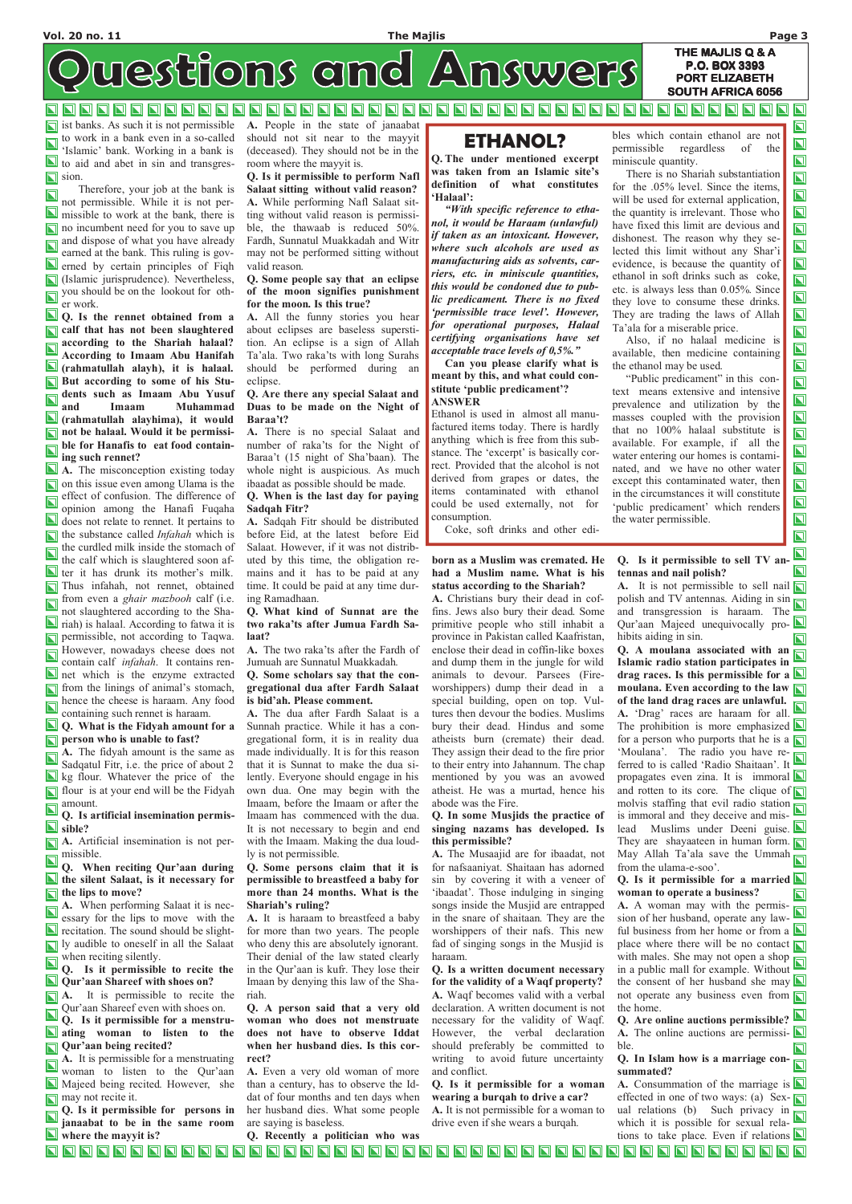# Questions and Answers

THE MAJLIS Q & A
P.O. BOX 3393
PORT ELIZABETH
SOUTH AFRICA 6056

ist banks. As such it is not permissible to work in a bank even in a so-called 'Islamic' bank. Working in a bank is to aid and abet in sin and transgression.

Therefore, your job at the bank is not permissible. While it is not permissible to work at the bank, there is no incumbent need for you to save up and dispose of what you have already earned at the bank. This ruling is governed by certain principles of Fiqh (Islamic jurisprudence). Nevertheless, you should be on the lookout for other work.

**Q. Is the rennet obtained from a calf that has not been slaughtered according to the Shariah halaal? According to Imaam Abu Hanifah (rahmatullah alayh), it is halaal. But according to some of his Students such as Imaam Abu Yusuf and Imaam Muhammad (rahmatullah alayhima), it would not be halaal. Would it be permissible for Hanafis to eat food containing such rennet?**

**A.** The misconception existing today on this issue even among Ulama is the effect of confusion. The difference of opinion among the Hanafi Fuqaha does not relate to rennet. It pertains to the substance called *Infahah* which is the curdled milk inside the stomach of the calf which is slaughtered soon after it has drunk its mother's milk. Thus infahah, not rennet, obtained from even a *ghair mazbooh* calf (i.e. not slaughtered according to the Shariah) is halaal. According to fatwa it is permissible, not according to Taqwa. However, nowadays cheese does not contain calf *infahah*. It contains rennet which is the enzyme extracted from the linings of animal's stomach, hence the cheese is haraam. Any food containing such rennet is haraam.

**Q. What is the Fidyah amount for a person who is unable to fast?**

**A.** The fidyah amount is the same as Sadqatul Fitr, i.e. the price of about 2 kg flour. Whatever the price of the flour is at your end will be the Fidyah amount.

**Q. Is artificial insemination permissible?**

**A.** Artificial insemination is not permissible.

**Q. When reciting Qur'aan during the silent Salaat, is it necessary for the lips to move?**

**A.** When performing Salaat it is necessary for the lips to move with the recitation. The sound should be slightly audible to oneself in all the Salaat when reciting silently.

**Q. Is it permissible to recite the Qur'aan Shareef with shoes on?**

**A.** It is permissible to recite the Qur'aan Shareef even with shoes on.

**Q. Is it permissible for a menstruating woman to listen to the Qur'aan being recited?**

**A.** It is permissible for a menstruating woman to listen to the Qur'aan Majeed being recited. However, she may not recite it.

**Q. Is it permissible for persons in janaabat to be in the same room where the mayyit is?**

**A.** People in the state of janaabat should not sit near to the mayyit (deceased). They should not be in the room where the mayyit is.

**Q. Is it permissible to perform Nafl Salaat sitting without valid reason?**

**A.** While performing Nafl Salaat sitting without valid reason is permissible, the thawaab is reduced 50%. Fardh, Sunnatul Muakkadah and Witr may not be performed sitting without valid reason.

**Q. Some people say that an eclipse of the moon signifies punishment for the moon. Is this true?**

**A.** All the funny stories you hear about eclipses are baseless superstition. An eclipse is a sign of Allah Ta'ala. Two raka'ts with long Surahs should be performed during an eclipse.

**Q. Are there any special Salaat and Duas to be made on the Night of Baraa't?**

**A.** There is no special Salaat and number of raka'ts for the Night of Baraa't (15 night of Sha'baan). The whole night is auspicious. As much ibaadat as possible should be made.

**Q. When is the last day for paying Sadqah Fitr?**

**A.** Sadqah Fitr should be distributed before Eid, at the latest before Eid Salaat. However, if it was not distributed by this time, the obligation remains and it has to be paid at any time. It could be paid at any time during Ramadhaan.

**Q. What kind of Sunnat are the two raka'ts after Jumua Fardh Salaat?**

**A.** The two raka'ts after the Fardh of Jumuah are Sunnatul Muakkadah.

**Q. Some scholars say that the congregational dua after Fardh Salaat is bid'ah. Please comment.**

**A.** The dua after Fardh Salaat is a Sunnah practice. While it has a congregational form, it is in reality dua made individually. It is for this reason that it is Sunnat to make the dua silently. Everyone should engage in his own dua. One may begin with the Imaam, before the Imaam or after the Imaam has commenced with the dua. It is not necessary to begin and end with the Imaam. Making the dua loudly is not permissible.

**Q. Some persons claim that it is permissible to breastfeed a baby for more than 24 months. What is the Shariah's ruling?**

**A.** It is haraam to breastfeed a baby for more than two years. The people who deny this are absolutely ignorant. Their denial of the law stated clearly in the Qur'aan is kufr. They lose their Imaan by denying this law of the Shariah.

**Q. A person said that a very old woman who does not menstruate does not have to observe Iddat when her husband dies. Is this correct?**

**A.** Even a very old woman of more than a century, has to observe the Iddat of four months and ten days when her husband dies. What some people are saying is baseless.

## ETHANOL?

**Q. The under mentioned excerpt was taken from an Islamic site's definition of what constitutes 'Halaal':**

***"With specific reference to ethanol, it would be Haraam (unlawful) if taken as an intoxicant. However, where such alcohols are used as manufacturing aids as solvents, carriers, etc. in miniscule quantities, this would be condoned due to public predicament. There is no fixed 'permissible trace level'. However, for operational purposes, Halaal certifying organisations have set acceptable trace levels of 0,5%."***

**Can you please clarify what is meant by this, and what could constitute 'public predicament'?**

**ANSWER**

Ethanol is used in almost all manufactured items today. There is hardly anything which is free from this substance. The 'excerpt' is basically correct. Provided that the alcohol is not derived from grapes or dates, the items contaminated with ethanol could be used externally, not for consumption.

Coke, soft drinks and other edibles which contain ethanol are not permissible regardless of the miniscule quantity.

There is no Shariah substantiation for the .05% level. Since the items, will be used for external application, the quantity is irrelevant. Those who have fixed this limit are devious and dishonest. The reason why they selected this limit without any Shar'i evidence, is because the quantity of ethanol in soft drinks such as coke, etc. is always less than 0.05%. Since they love to consume these drinks. They are trading the laws of Allah Ta'ala for a miserable price.

Also, if no halaal medicine is available, then medicine containing the ethanol may be used.

"Public predicament" in this context means extensive and intensive prevalence and utilization by the masses coupled with the provision that no 100% halaal substitute is available. For example, if all the water entering our homes is contaminated, and we have no other water except this contaminated water, then in the circumstances it will constitute 'public predicament' which renders the water permissible.

**Q. Recently a politician who was born as a Muslim was cremated. He had a Muslim name. What is his status according to the Shariah?**

**A.** Christians bury their dead in coffins. Jews also bury their dead. Some primitive people who still inhabit a province in Pakistan called Kaafiristan, enclose their dead in coffin-like boxes and dump them in the jungle for wild animals to devour. Parsees (Fire-worshippers) dump their dead in a special building, open on top. Vultures then devour the bodies. Muslims bury their dead. Hindus and some atheists burn (cremate) their dead. They assign their dead to the fire prior to their entry into Jahannum. The chap mentioned by you was an avowed atheist. He was a murtad, hence his abode was the Fire.

**Q. In some Musjids the practice of singing nazams has developed. Is this permissible?**

**A.** The Musaajid are for ibaadat, not for nafsaaniyat. Shaitaan has adorned sin by covering it with a veneer of 'ibaadat'. Those indulging in singing songs inside the Musjid are entrapped in the snare of shaitaan. They are the worshippers of their nafs. This new fad of singing songs in the Musjid is haraam.

**Q. Is a written document necessary for the validity of a Waqf property?**

**A.** Waqf becomes valid with a verbal declaration. A written document is not necessary for the validity of Waqf. However, the verbal declaration should preferably be committed to writing to avoid future uncertainty and conflict.

**Q. Is it permissible for a woman wearing a burqah to drive a car?**

**A.** It is not permissible for a woman to drive even if she wears a burqah.

**Q. Is it permissible to sell TV antennas and nail polish?**

**A.** It is not permissible to sell nail polish and TV antennas. Aiding in sin and transgression is haraam. The Qur'aan Majeed unequivocally prohibits aiding in sin.

**Q. A moulana associated with an Islamic radio station participates in drag races. Is this permissible for a moulana. Even according to the law of the land drag races are unlawful.**

**A.** 'Drag' races are haraam for all. The prohibition is more emphasized for a person who purports that he is a 'Moulana'. The radio you have referred to is called 'Radio Shaitaan'. It propagates even zina. It is immoral and rotten to its core. The clique of molvis staffing that evil radio station is immoral and they deceive and mislead Muslims under Deeni guise. They are shayaateen in human form. May Allah Ta'ala save the Ummah from the ulama-e-soo'.

**Q. Is it permissible for a married woman to operate a business?**

**A.** A woman may with the permission of her husband, operate any lawful business from her home or from a place where there will be no contact with males. She may not open a shop in a public mall for example. Without the consent of her husband she may not operate any business even from the home.

**Q. Are online auctions permissible?**

**A.** The online auctions are permissible.

**Q. In Islam how is a marriage consummated?**

**A.** Consummation of the marriage is effected in one of two ways: (a) Sexual relations (b) Such privacy in which it is possible for sexual relations to take place. Even if relations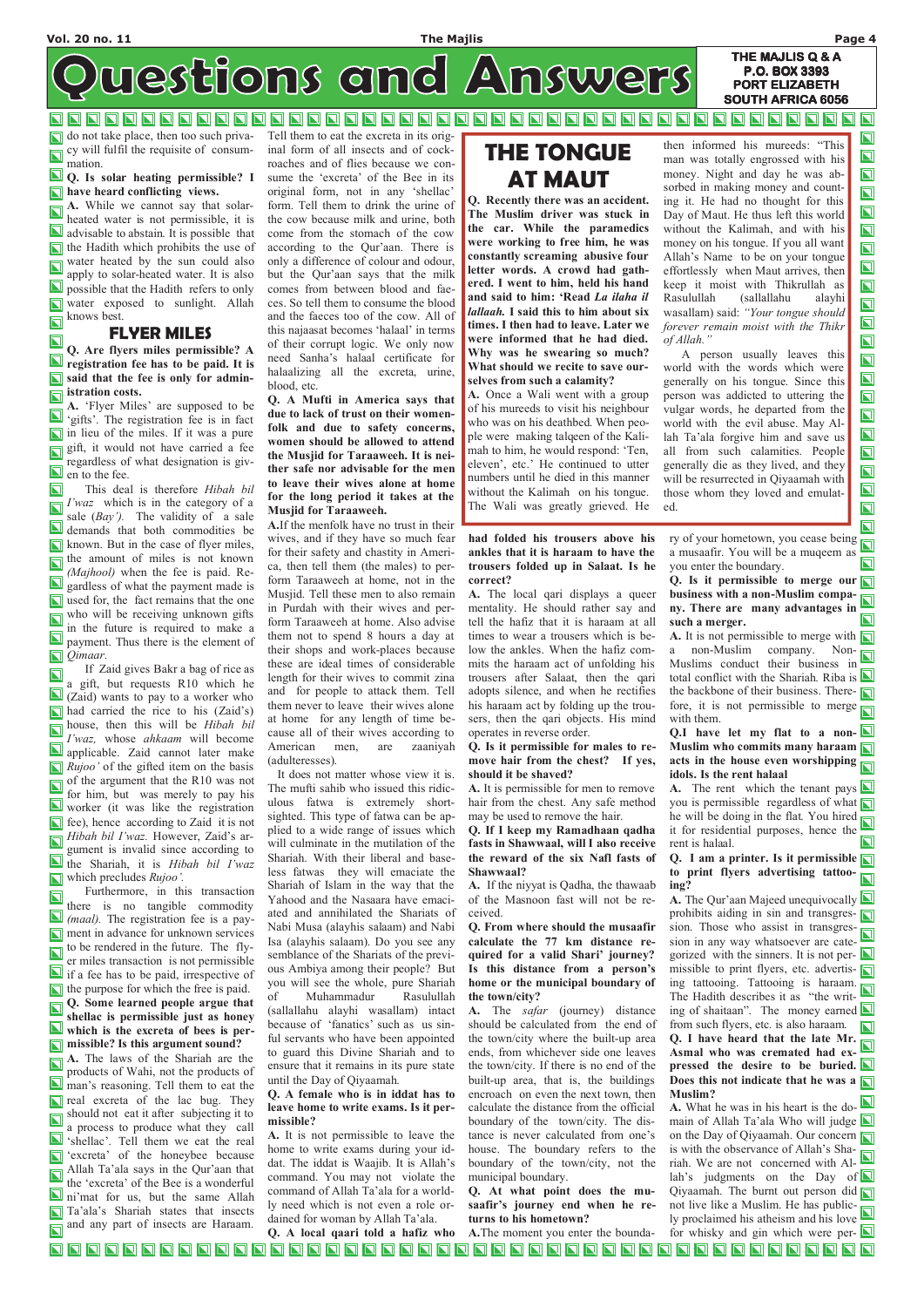# Questions and Answers

THE MAJLIS Q & A
P.O. BOX 3393
PORT ELIZABETH
SOUTH AFRICA 6056

do not take place, then too such privacy will fulfil the requisite of consummation.

**Q. Is solar heating permissible? I have heard conflicting views.**

**A.** While we cannot say that solar-heated water is not permissible, it is advisable to abstain. It is possible that the Hadith which prohibits the use of water heated by the sun could also apply to solar-heated water. It is also possible that the Hadith refers to only water exposed to sunlight. Allah knows best.

## FLYER MILES

**Q. Are flyers miles permissible? A registration fee has to be paid. It is said that the fee is only for administration costs.**

**A.** 'Flyer Miles' are supposed to be 'gifts'. The registration fee is in fact in lieu of the miles. If it was a pure gift, it would not have carried a fee regardless of what designation is given to the fee.

This deal is therefore *Hibah bil I'waz* which is in the category of a sale *(Bay')*. The validity of a sale demands that both commodities be known. But in the case of flyer miles, the amount of miles is not known *(Majhool)* when the fee is paid. Regardless of what the payment made is used for, the fact remains that the one who will be receiving unknown gifts in the future is required to make a payment. Thus there is the element of *Qimaar*.

If Zaid gives Bakr a bag of rice as a gift, but requests R10 which he (Zaid) wants to pay to a worker who had carried the rice to his (Zaid's) house, then this will be *Hibah bil I'waz,* whose *ahkaam* will become applicable. Zaid cannot later make *Rujoo'* of the gifted item on the basis of the argument that the R10 was not for him, but was merely to pay his worker (it was like the registration fee), hence according to Zaid it is not *Hibah bil I'waz*. However, Zaid's argument is invalid since according to the Shariah, it is *Hibah bil I'waz* which precludes *Rujoo'*.

Furthermore, in this transaction there is no tangible commodity *(maal)*. The registration fee is a payment in advance for unknown services to be rendered in the future. The flyer miles transaction is not permissible if a fee has to be paid, irrespective of the purpose for which the free is paid.

**Q. Some learned people argue that shellac is permissible just as honey which is the excreta of bees is permissible? Is this argument sound?**

**A.** The laws of the Shariah are the products of Wahi, not the products of man's reasoning. Tell them to eat the real excreta of the lac bug. They should not eat it after subjecting it to a process to produce what they call 'shellac'. Tell them we eat the real 'excreta' of the honeybee because Allah Ta'ala says in the Qur'aan that the 'excreta' of the Bee is a wonderful ni'mat for us, but the same Allah Ta'ala's Shariah states that insects and any part of insects are Haraam. Tell them to eat the excreta in its original form of all insects and of cockroaches and of flies because we consume the 'excreta' of the Bee in its original form, not in any 'shellac' form. Tell them to drink the urine of the cow because milk and urine, both come from the stomach of the cow according to the Qur'aan. There is only a difference of colour and odour, but the Qur'aan says that the milk comes from between blood and faeces. So tell them to consume the blood and the faeces too of the cow. All of this najaasat becomes 'halaal' in terms of their corrupt logic. We only now need Sanha's halaal certificate for halaalizing all the excreta, urine, blood, etc.

**Q. A Mufti in America says that due to lack of trust on their womenfolk and due to safety concerns, women should be allowed to attend the Musjid for Taraaweeh. It is neither safe nor advisable for the men to leave their wives alone at home for the long period it takes at the Musjid for Taraaweeh.**

**A.** If the menfolk have no trust in their wives, and if they have so much fear for their safety and chastity in America, then tell them (the males) to perform Taraaweeh at home, not in the Musjid. Tell these men to also remain in Purdah with their wives and perform Taraaweeh at home. Also advise them not to spend 8 hours a day at their shops and work-places because these are ideal times of considerable length for their wives to commit zina and for people to attack them. Tell them never to leave their wives alone at home for any length of time because all of their wives according to American men, are zaaniyah (adulteresses).

It does not matter whose view it is. The mufti sahib who issued this ridiculous fatwa is extremely shortsighted. This type of fatwa can be applied to a wide range of issues which will culminate in the mutilation of the Shariah. With their liberal and baseless fatwas they will emaciate the Shariah of Islam in the way that the Yahood and the Nasaara have emaciated and annihilated the Shariats of Nabi Musa (alayhis salaam) and Nabi Isa (alayhis salaam). Do you see any semblance of the Shariats of the previous Ambiya among their people? But you will see the whole, pure Shariah of Muhammadur Rasulullah (sallallahu alayhi wasallam) intact because of 'fanatics' such as us sinful servants who have been appointed to guard this Divine Shariah and to ensure that it remains in its pure state until the Day of Qiyaamah.

**Q. A female who is in iddat has to leave home to write exams. Is it permissible?**

**A.** It is not permissible to leave the home to write exams during your iddat. The iddat is Waajib. It is Allah's command. You may not violate the command of Allah Ta'ala for a worldly need which is not even a role ordained for woman by Allah Ta'ala.

**Q. A local qaari told a hafiz who had folded his trousers above his ankles that it is haraam to have the trousers folded up in Salaat. Is he correct?**

**A.** The local qari displays a queer mentality. He should rather say and tell the hafiz that it is haraam at all times to wear a trousers which is below the ankles. When the hafiz commits the haraam act of unfolding his trousers after Salaat, then the qari adopts silence, and when he rectifies his haraam act by folding up the trousers, then the qari objects. His mind operates in reverse order.

**Q. Is it permissible for males to remove hair from the chest? If yes, should it be shaved?**

**A.** It is permissible for men to remove hair from the chest. Any safe method may be used to remove the hair.

**Q. If I keep my Ramadhaan qadha fasts in Shawwaal, will I also receive the reward of the six Nafl fasts of Shawwaal?**

**A.** If the niyyat is Qadha, the thawaab of the Masnoon fast will not be received.

**Q. From where should the musaafir calculate the 77 km distance required for a valid Shari' journey? Is this distance from a person's home or the municipal boundary of the town/city?**

**A.** The *safar* (journey) distance should be calculated from the end of the town/city where the built-up area ends, from whichever side one leaves the town/city. If there is no end of the built-up area, that is, the buildings encroach on even the next town, then calculate the distance from the official boundary of the town/city. The distance is never calculated from one's house. The boundary refers to the boundary of the town/city, not the municipal boundary.

**Q. At what point does the musaafir's journey end when he returns to his hometown?**

**A.** The moment you enter the boundary of your hometown, you cease being a musaafir. You will be a muqeem as you enter the boundary.

**Q. Is it permissible to merge our business with a non-Muslim company. There are many advantages in such a merger.**

**A.** It is not permissible to merge with a non-Muslim company. Non-Muslims conduct their business in total conflict with the Shariah. Riba is the backbone of their business. Therefore, it is not permissible to merge with them.

**Q.I have let my flat to a non-Muslim who commits many haraam acts in the house even worshipping idols. Is the rent halaal**

**A.** The rent which the tenant pays you is permissible regardless of what he will be doing in the flat. You hired it for residential purposes, hence the rent is halaal.

**Q. I am a printer. Is it permissible to print flyers advertising tattooing?**

**A.** The Qur'aan Majeed unequivocally prohibits aiding in sin and transgression. Those who assist in transgression in any way whatsoever are categorized with the sinners. It is not permissible to print flyers, etc. advertising tattooing. Tattooing is haraam. The Hadith describes it as "the writing of shaitaan". The money earned from such flyers, etc. is also haraam.

**Q. I have heard that the late Mr. Asmal who was cremated had expressed the desire to be buried. Does this not indicate that he was a Muslim?**

**A.** What he was in his heart is the domain of Allah Ta'ala Who will judge on the Day of Qiyaamah. Our concern is with the observance of Allah's Shariah. We are not concerned with Allah's judgments on the Day of Qiyaamah. The burnt out person did not live like a Muslim. He has publicly proclaimed his atheism and his love for whisky and gin which were per-

## THE TONGUE AT MAUT

**Q. Recently there was an accident. The Muslim driver was stuck in the car. While the paramedics were working to free him, he was constantly screaming abusive four letter words. A crowd had gathered. I went to him, held his hand and said to him: 'Read *La ilaha il lallaah.* I said this to him about six times. I then had to leave. Later we were informed that he had died. Why was he swearing so much? What should we recite to save ourselves from such a calamity?**

**A.** Once a Wali went with a group of his mureeds to visit his neighbour who was on his deathbed. When people were making talqeen of the Kalimah to him, he would respond: 'Ten, eleven', etc.' He continued to utter numbers until he died in this manner without the Kalimah on his tongue. The Wali was greatly grieved. He then informed his mureeds: "This man was totally engrossed with his money. Night and day he was absorbed in making money and counting it. He had no thought for this Day of Maut. He thus left this world without the Kalimah, and with his money on his tongue. If you all want Allah's Name to be on your tongue effortlessly when Maut arrives, then keep it moist with Thikrullah as Rasulullah (sallallahu alayhi wasallam) said: *"Your tongue should forever remain moist with the Thikr of Allah."*

A person usually leaves this world with the words which were generally on his tongue. Since this person was addicted to uttering the vulgar words, he departed from the world with the evil abuse. May Allah Ta'ala forgive him and save us all from such calamities. People generally die as they lived, and they will be resurrected in Qiyaamah with those whom they loved and emulated.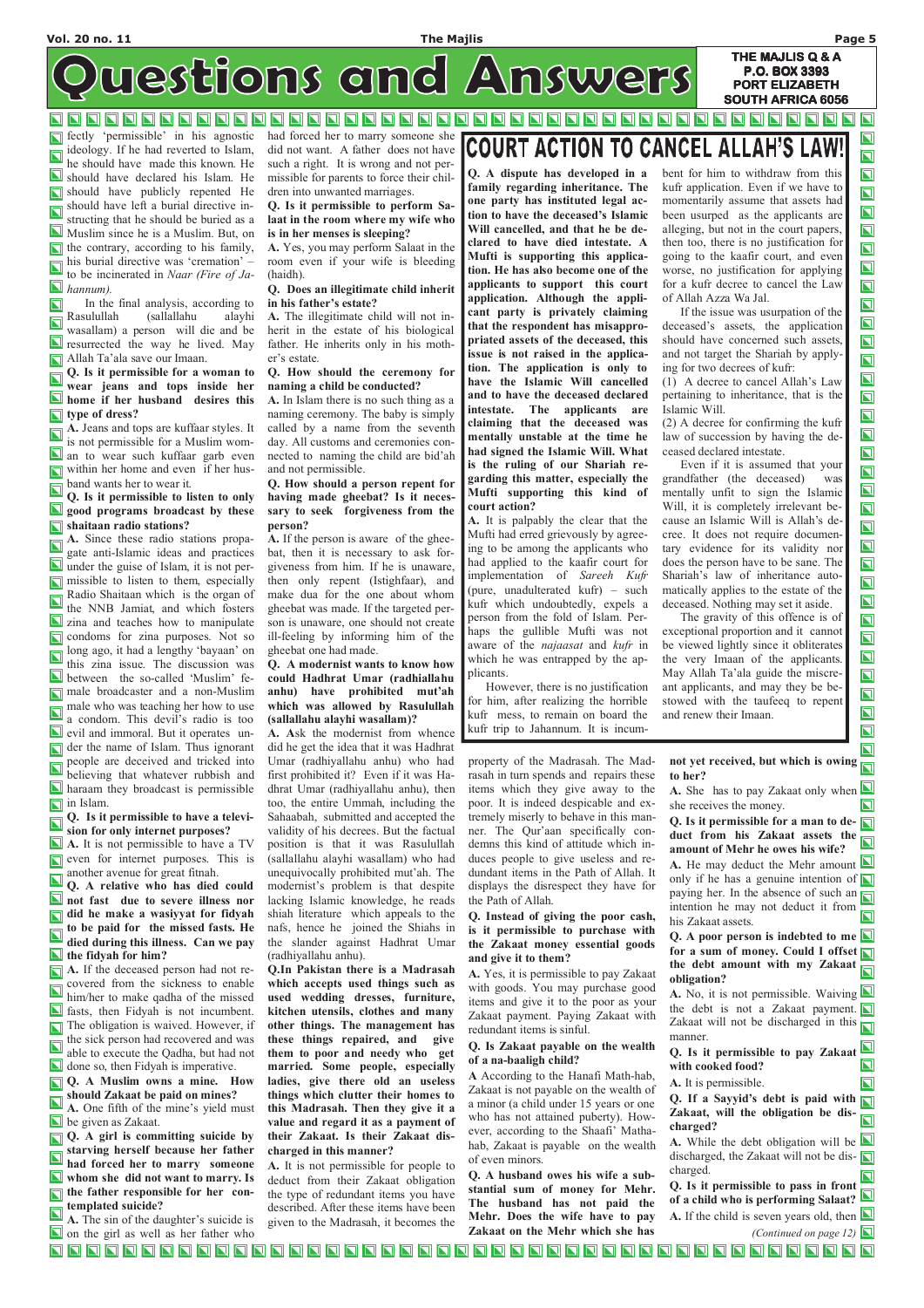# Questions and Answers

THE MAJLIS Q & A
P.O. BOX 3393
PORT ELIZABETH
SOUTH AFRICA 6056

fectly 'permissible' in his agnostic ideology. If he had reverted to Islam, he should have made this known. He should have declared his Islam. He should have publicly repented He should have left a burial directive instructing that he should be buried as a Muslim since he is a Muslim. But, on the contrary, according to his family, his burial directive was 'cremation' – to be incinerated in *Naar (Fire of Jahannum).*

In the final analysis, according to Rasulullah (sallallahu alayhi wasallam) a person will die and be resurrected the way he lived. May Allah Ta'ala save our Imaan.

**Q. Is it permissible for a woman to wear jeans and tops inside her home if her husband desires this type of dress?**

**A.** Jeans and tops are kuffaar styles. It is not permissible for a Muslim woman to wear such kuffaar garb even within her home and even if her husband wants her to wear it.

**Q. Is it permissible to listen to only good programs broadcast by these shaitaan radio stations?**

**A.** Since these radio stations propagate anti-Islamic ideas and practices under the guise of Islam, it is not permissible to listen to them, especially Radio Shaitaan which is the organ of the NNB Jamiat, and which fosters zina and teaches how to manipulate condoms for zina purposes. Not so long ago, it had a lengthy 'bayaan' on this zina issue. The discussion was between the so-called 'Muslim' female broadcaster and a non-Muslim male who was teaching her how to use a condom. This devil's radio is too evil and immoral. But it operates under the name of Islam. Thus ignorant people are deceived and tricked into believing that whatever rubbish and haraam they broadcast is permissible in Islam.

**Q. Is it permissible to have a television for only internet purposes?**

**A.** It is not permissible to have a TV even for internet purposes. This is another avenue for great fitnah.

**Q. A relative who has died could not fast due to severe illness nor did he make a wasiyyat for fidyah to be paid for the missed fasts. He died during this illness. Can we pay the fidyah for him?**

**A.** If the deceased person had not recovered from the sickness to enable him/her to make qadha of the missed fasts, then Fidyah is not incumbent. The obligation is waived. However, if the sick person had recovered and was able to execute the Qadha, but had not done so, then Fidyah is imperative.

**Q. A Muslim owns a mine. How should Zakaat be paid on mines?**

**A.** One fifth of the mine's yield must be given as Zakaat.

**Q. A girl is committing suicide by starving herself because her father had forced her to marry someone whom she did not want to marry. Is the father responsible for her contemplated suicide?**

**A.** The sin of the daughter's suicide is on the girl as well as her father who had forced her to marry someone she did not want. A father does not have such a right. It is wrong and not permissible for parents to force their children into unwanted marriages.

**Q. Is it permissible to perform Salaat in the room where my wife who is in her menses is sleeping?**

**A.** Yes, you may perform Salaat in the room even if your wife is bleeding (haidh).

**Q. Does an illegitimate child inherit in his father's estate?**

**A.** The illegitimate child will not inherit in the estate of his biological father. He inherits only in his mother's estate.

**Q. How should the ceremony for naming a child be conducted?**

**A.** In Islam there is no such thing as a naming ceremony. The baby is simply called by a name from the seventh day. All customs and ceremonies connected to naming the child are bid'ah and not permissible.

**Q. How should a person repent for having made gheebat? Is it necessary to seek forgiveness from the person?**

**A.** If the person is aware of the gheebat, then it is necessary to ask forgiveness from him. If he is unaware, then only repent (Istighfaar), and make dua for the one about whom gheebat was made. If the targeted person is unaware, one should not create ill-feeling by informing him of the gheebat one had made.

**Q. A modernist wants to know how could Hadhrat Umar (radhiallahu anhu) have prohibited mut'ah which was allowed by Rasulullah (sallallahu alayhi wasallam)?**

**A.** Ask the modernist from whence did he get the idea that it was Hadhrat Umar (radhiyallahu anhu) who had first prohibited it? Even if it was Hadhrat Umar (radhiyallahu anhu), then too, the entire Ummah, including the Sahaabah, submitted and accepted the validity of his decrees. But the factual position is that it was Rasulullah (sallallahu alayhi wasallam) who had unequivocally prohibited mut'ah. The modernist's problem is that despite lacking Islamic knowledge, he reads shiah literature which appeals to the nafs, hence he joined the Shiahs in the slander against Hadhrat Umar (radhiyallahu anhu).

**Q.In Pakistan there is a Madrasah which accepts used things such as used wedding dresses, furniture, kitchen utensils, clothes and many other things. The management has these things repaired, and give them to poor and needy who get married. Some people, especially ladies, give there old an useless things which clutter their homes to this Madrasah. Then they give it a value and regard it as a payment of their Zakaat. Is their Zakaat discharged in this manner?**

**A.** It is not permissible for people to deduct from their Zakaat obligation the type of redundant items you have described. After these items have been given to the Madrasah, it becomes the property of the Madrasah. The Madrasah in turn spends and repairs these items which they give away to the poor. It is indeed despicable and extremely miserly to behave in this manner. The Qur'aan specifically condemns this kind of attitude which induces people to give useless and redundant items in the Path of Allah. It displays the disrespect they have for the Path of Allah.

**Q. Instead of giving the poor cash, is it permissible to purchase with the Zakaat money essential goods and give it to them?**

**A.** Yes, it is permissible to pay Zakaat with goods. You may purchase good items and give it to the poor as your Zakaat payment. Paying Zakaat with redundant items is sinful.

**Q. Is Zakaat payable on the wealth of a na-baaligh child?**

**A** According to the Hanafi Math-hab, Zakaat is not payable on the wealth of a minor (a child under 15 years or one who has not attained puberty). However, according to the Shaafi' Mathahab, Zakaat is payable on the wealth of even minors.

**Q. A husband owes his wife a substantial sum of money for Mehr. The husband has not paid the Mehr. Does the wife have to pay Zakaat on the Mehr which she has not yet received, but which is owing to her?**

**A.** She has to pay Zakaat only when she receives the money.

**Q. Is it permissible for a man to deduct from his Zakaat assets the amount of Mehr he owes his wife?**

**A.** He may deduct the Mehr amount only if he has a genuine intention of paying her. In the absence of such an intention he may not deduct it from his Zakaat assets.

**Q. A poor person is indebted to me for a sum of money. Could I offset the debt amount with my Zakaat obligation?**

**A.** No, it is not permissible. Waiving the debt is not a Zakaat payment. Zakaat will not be discharged in this manner.

**Q. Is it permissible to pay Zakaat with cooked food?**

**A.** It is permissible.

**Q. If a Sayyid's debt is paid with Zakaat, will the obligation be discharged?**

**A.** While the debt obligation will be discharged, the Zakaat will not be discharged.

**Q. Is it permissible to pass in front of a child who is performing Salaat?**

**A.** If the child is seven years old, then

*(Continued on page 12)*

## COURT ACTION TO CANCEL ALLAH'S LAW!

**Q. A dispute has developed in a family regarding inheritance. The one party has instituted legal action to have the deceased's Islamic Will cancelled, and that he be declared to have died intestate. A Mufti is supporting this application. He has also become one of the applicants to support this court application. Although the applicant party is privately claiming that the respondent has misappropriated assets of the deceased, this issue is not raised in the application. The application is only to have the Islamic Will cancelled and to have the deceased declared intestate. The applicants are claiming that the deceased was mentally unstable at the time he had signed the Islamic Will. What is the ruling of our Shariah regarding this matter, especially the Mufti supporting this kind of court action?**

**A.** It is palpably the clear that the Mufti had erred grievously by agreeing to be among the applicants who had applied to the kaafir court for implementation of *Sareeh Kufr* (pure, unadulterated kufr) – such kufr which undoubtedly, expels a person from the fold of Islam. Perhaps the gullible Mufti was not aware of the *najaasat* and *kufr* in which he was entrapped by the applicants.

However, there is no justification for him, after realizing the horrible kufr mess, to remain on board the kufr trip to Jahannum. It is incumbent for him to withdraw from this kufr application. Even if we have to momentarily assume that assets had been usurped as the applicants are alleging, but not in the court papers, then too, there is no justification for going to the kaafir court, and even worse, no justification for applying for a kufr decree to cancel the Law of Allah Azza Wa Jal.

If the issue was usurpation of the deceased's assets, the application should have concerned such assets, and not target the Shariah by applying for two decrees of kufr:

(1) A decree to cancel Allah's Law pertaining to inheritance, that is the Islamic Will.

(2) A decree for confirming the kufr law of succession by having the deceased declared intestate.

Even if it is assumed that your grandfather (the deceased) was mentally unfit to sign the Islamic Will, it is completely irrelevant because an Islamic Will is Allah's decree. It does not require documentary evidence for its validity nor does the person have to be sane. The Shariah's law of inheritance automatically applies to the estate of the deceased. Nothing may set it aside.

The gravity of this offence is of exceptional proportion and it cannot be viewed lightly since it obliterates the very Imaan of the applicants. May Allah Ta'ala guide the miscreant applicants, and may they be bestowed with the taufeeq to repent and renew their Imaan.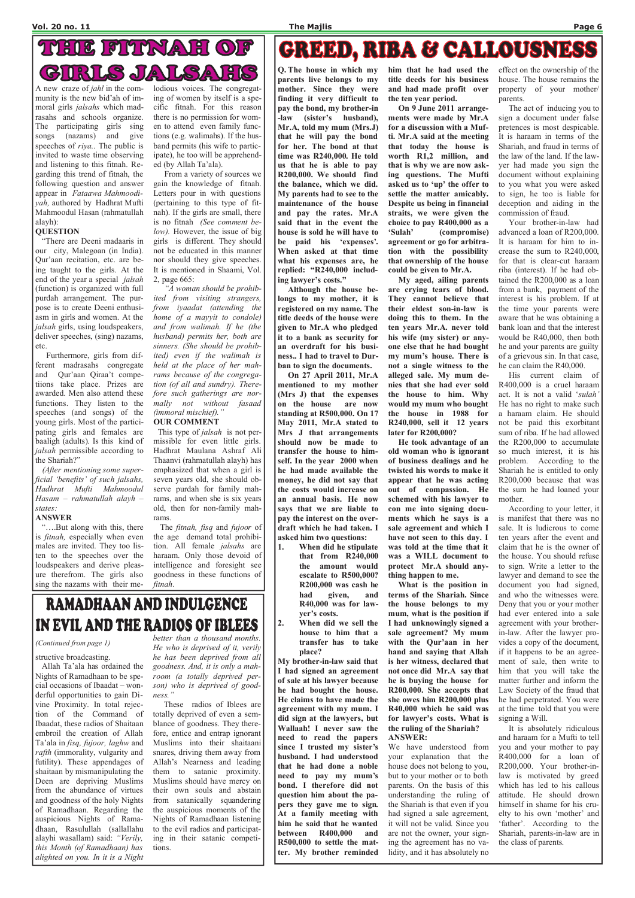# THE FITNAH OF GIRLS JALSAHS

A new craze of *jahl* in the community is the new bid'ah of immoral girls *jalsahs* which madrasahs and schools organize. The participating girls sing songs (nazams) and give speeches of *riya*.. The public is invited to waste time observing and listening to this fitnah. Regarding this trend of fitnah, the following question and answer appear in *Fataawa Mahmoodiyah,* authored by Hadhrat Mufti Mahmoodul Hasan (rahmatullah alayh):

**QUESTION**

"There are Deeni madaaris in our city, Malegoan (in India). Qur'aan recitation, etc. are being taught to the girls. At the end of the year a special *jalsah* (function) is organized with full purdah arrangement. The purpose is to create Deeni enthusiasm in girls and women. At the *jalsah* girls, using loudspeakers, deliver speeches, (sing) nazams, etc.

Furthermore, girls from different madrasahs congregate and Qur'aan Qiraa't competitions take place. Prizes are awarded. Men also attend these functions. They listen to the speeches (and songs) of the young girls. Most of the participating girls and females are baaligh (adults). Is this kind of *jalsah* permissible according to the Shariah?"

*(After mentioning some superficial 'benefits' of such jalsahs, Hadhrat Mufti Mahmoodul Hasam – rahmatullah alayh – states:*

**ANSWER**

"….But along with this, there is *fitnah,* especially when even males are invited. They too listen to the speeches over the loudspeakers and derive pleasure therefrom. The girls also sing the nazams with their melodious voices. The congregating of women by itself is a specific fitnah. For this reason there is no permission for women to attend even family functions (e.g. walimahs). If the husband permits (his wife to participate), he too will be apprehended (by Allah Ta'ala).

From a variety of sources we gain the knowledge of fitnah. Letters pour in with questions (pertaining to this type of fitnah). If the girls are small, there is no fitnah *(See comment below).* However, the issue of big girls is different. They should not be educated in this manner nor should they give speeches. It is mentioned in Shaami, Vol. 2, page 665:

*"A woman should be prohibited from visiting strangers, from iyaadat (attending the home of a mayyit to condole) and from walimah. If he (the husband) permits her, both are sinners. (She should be prohibited) even if the walimah is held at the place of her mahrams because of the congregation (of all and sundry). Therefore such gatherings are normally not without fasaad (immoral mischief)."*

**OUR COMMENT**

This type of *jalsah* is not permissible for even little girls. Hadhrat Maulana Ashraf Ali Thaanvi (rahmatullah alayh) has emphasized that when a girl is seven years old, she should observe purdah for family mahrams, and when she is six years old, then for non-family mahrams.

The *fitnah, fisq* and *fujoor* of the age demand total prohibition. All female *jalsahs* are haraam. Only those devoid of intelligence and foresight see goodness in these functions of *fitnah*.

# RAMADHAAN AND INDULGENCE IN EVIL AND THE RADIOS OF IBLEES

*(Continued from page 1)*

structive broadcasting.

Allah Ta'ala has ordained the Nights of Ramadhaan to be special occasions of Ibaadat – wonderful opportunities to gain Divine Proximity. In total rejection of the Command of Ibaadat, these radios of Shaitaan embroil the creation of Allah Ta'ala in *fisq, fujoor, laghw* and *rafth* (immorality, vulgarity and futility). These appendages of shaitaan by mismanipulating the Deen are depriving Muslims from the abundance of virtues and goodness of the holy Nights of Ramadhaan. Regarding the auspicious Nights of Ramadhaan, Rasulullah (sallallahu alayhi wasallam) said: *"Verily, this Month (of Ramadhaan) has alighted on you. In it is a Night better than a thousand months. He who is deprived of it, verily he has been deprived from all goodness. And, it is only a mahroom (a totally deprived person) who is deprived of goodness."*

These radios of Iblees are totally deprived of even a semblance of goodness. They therefore, entice and entrap ignorant Muslims into their shaitaani snares, driving them away from Allah's Nearness and leading them to satanic proximity. Muslims should have mercy on their own souls and abstain from satanically squandering the auspicious moments of the Nights of Ramadhaan listening to the evil radios and participating in their satanic competitions.

# GREED, RIBA & CALLOUSNESS

**Q. The house in which my parents live belongs to my mother. Since they were finding it very difficult to pay the bond, my brother-in-law (sister's husband), Mr.A, told my mum (Mrs.J) that he will pay the bond for her. The bond at that time was R240,000. He told us that he is able to pay R200,000. We should find the balance, which we did. My parents had to see to the maintenance of the house and pay the rates. Mr.A said that in the event the house is sold he will have to be paid his 'expenses'. When asked at that time what his expenses are, he replied: "R240,000 including lawyer's costs."**

**Although the house belongs to my mother, it is registered on my name. The title deeds of the house were given to Mr.A who pledged it to a bank as security for an overdraft for his business.. I had to travel to Durban to sign the documents.**

**On 27 April 2011, Mr.A mentioned to my mother (Mrs J) that the expenses on the house are now standing at R500,000. On 17 May 2011, Mr.A stated to Mrs J that arrangements should now be made to transfer the house to himself. In the year 2000 when he had made available the money, he did not say that the costs would increase on an annual basis. He now says that we are liable to pay the interest on the overdraft which he had taken. I asked him two questions:**

1. **When did he stipulate that from R240,000 the amount would escalate to R500,000? R200,000 was cash he had given, and R40,000 was for lawyer's costs.**
2. **When did we sell the house to him that a transfer has to take place?**

**My brother-in-law said that I had signed an agreement of sale at his lawyer because he had bought the house. He claims to have made the agreement with my mum. I did sign at the lawyers, but Wallaah! I never saw the need to read the papers since I trusted my sister's husband. I had understood that he had done a noble need to pay my mum's bond. I therefore did not question him about the papers they gave me to sign. At a family meeting with him he said that he wanted between R400,000 and R500,000 to settle the matter. My brother reminded him that he had used the title deeds for his business and had made profit over the ten year period.**

**On 9 June 2011 arrangements were made by Mr.A for a discussion with a Mufti. Mr.A said at the meeting that today the house is worth R1,2 million, and that is why we are now asking questions. The Mufti asked us to 'up' the offer to settle the matter amicably. Despite us being in financial straits, we were given the choice to pay R400,000 as a 'Sulah' (compromise) agreement or go for arbitration with the possibility that ownership of the house could be given to Mr.A.**

**My aged, ailing parents are crying tears of blood. They cannot believe that their eldest son-in-law is doing this to them. In the ten years Mr.A. never told his wife (my sister) or anyone else that he had bought my mum's house. There is not a single witness to the alleged sale. My mum denies that she had ever sold the house to him. Why would my mum who bought the house in 1988 for R240,000, sell it 12 years later for R200,000?**

**He took advantage of an old woman who is ignorant of business dealings and he twisted his words to make it appear that he was acting out of compassion. He schemed with his lawyer to con me into signing documents which he says is a sale agreement and which I have not seen to this day. I was told at the time that it was a WILL document to protect Mr.A should anything happen to me.**

**What is the position in terms of the Shariah. Since the house belongs to my mum, what is the position if I had unknowingly signed a sale agreement? My mum with the Qur'aan in her hand and saying that Allah is her witness, declared that not once did Mr.A say that he is buying the house for R200,000. She accepts that she owes him R200,000 plus R40,000 which he said was for lawyer's costs. What is the ruling of the Shariah?**

**ANSWER:**

We have understood from your explanation that the house does not belong to you, but to your mother or to both parents. On the basis of this understanding the ruling of the Shariah is that even if you had signed a sale agreement, it will not be valid. Since you are not the owner, your signing the agreement has no validity, and it has absolutely no effect on the ownership of the house. The house remains the property of your mother/parents.

The act of inducing you to sign a document under false pretences is most despicable. It is haraam in terms of the Shariah, and fraud in terms of the law of the land. If the lawyer had made you sign the document without explaining to you what you were asked to sign, he too is liable for deception and aiding in the commission of fraud.

Your brother-in-law had advanced a loan of R200,000. It is haraam for him to increase the sum to R240,000, for that is clear-cut haraam riba (interest). If he had obtained the R200,000 as a loan from a bank, payment of the interest is his problem. If at the time your parents were aware that he was obtaining a bank loan and that the interest would be R40,000, then both he and your parents are guilty of a grievous sin. In that case, he can claim the R40,000.

His current claim of R400,000 is a cruel haraam act. It is not a valid '*sulah'* He has no right to make such a haraam claim. He should not be paid this exorbitant sum of riba. If he had allowed the R200,000 to accumulate so much interest, it is his problem. According to the Shariah he is entitled to only R200,000 because that was the sum he had loaned your mother.

According to your letter, it is manifest that there was no sale. It is ludicrous to come ten years after the event and claim that he is the owner of the house. You should refuse to sign. Write a letter to the lawyer and demand to see the document you had signed, and who the witnesses were. Deny that you or your mother had ever entered into a sale agreement with your brother-in-law. After the lawyer provides a copy of the document, if it happens to be an agreement of sale, then write to him that you will take the matter further and inform the Law Society of the fraud that he had perpetrated. You were at the time told that you were signing a Will.

It is absolutely ridiculous and haraam for a Mufti to tell you and your mother to pay R400,000 for a loan of R200,000. Your brother-in-law is motivated by greed which has led to his callous attitude. He should drown himself in shame for his cruelty to his own 'mother' and 'father'. According to the Shariah, parents-in-law are in the class of parents.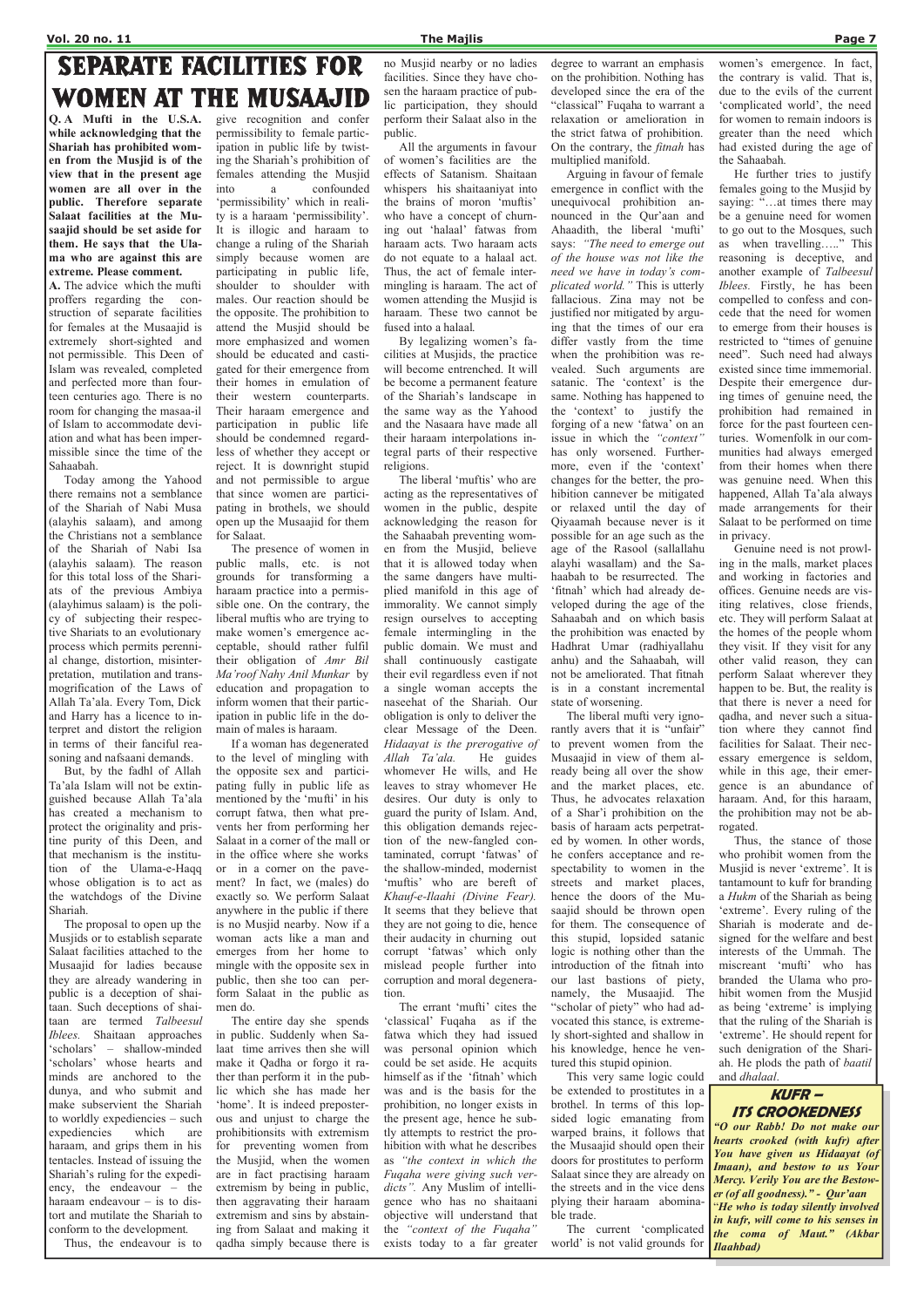# SEPARATE FACILITIES FOR WOMEN AT THE MUSAAJID

**Q. A Mufti in the U.S.A. while acknowledging that the Shariah has prohibited women from the Musjid is of the view that in the present age women are all over in the public. Therefore separate Salaat facilities at the Musaajid should be set aside for them. He says that the Ulama who are against this are extreme. Please comment.**

**A.** The advice which the mufti proffers regarding the construction of separate facilities for females at the Musaajid is extremely short-sighted and not permissible. This Deen of Islam was revealed, completed and perfected more than fourteen centuries ago. There is no room for changing the masaa-il of Islam to accommodate deviation and what has been impermissible since the time of the Sahaabah.

Today among the Yahood there remains not a semblance of the Shariah of Nabi Musa (alayhis salaam), and among the Christians not a semblance of the Shariah of Nabi Isa (alayhis salaam). The reason for this total loss of the Shariats of the previous Ambiya (alayhimus salaam) is the policy of subjecting their respective Shariats to an evolutionary process which permits perennial change, distortion, misinterpretation, mutilation and transmogrification of the Laws of Allah Ta'ala. Every Tom, Dick and Harry has a licence to interpret and distort the religion in terms of their fanciful reasoning and nafsaani demands.

But, by the fadhl of Allah Ta'ala Islam will not be extinguished because Allah Ta'ala has created a mechanism to protect the originality and pristine purity of this Deen, and that mechanism is the institution of the Ulama-e-Haqq whose obligation is to act as the watchdogs of the Divine Shariah.

The proposal to open up the Musjids or to establish separate Salaat facilities attached to the Musaajid for ladies because they are already wandering in public is a deception of shaitaan. Such deceptions of shaitaan are termed *Talbeesul Iblees.* Shaitaan approaches 'scholars' – shallow-minded 'scholars' whose hearts and minds are anchored to the dunya, and who submit and make subservient the Shariah to worldly expediencies – such expediencies which are haraam, and grips them in his tentacles. Instead of issuing the Shariah's ruling for the expediency, the endeavour – the haraam endeavour – is to distort and mutilate the Shariah to conform to the development.

Thus, the endeavour is to give recognition and confer permissibility to female participation in public life by twisting the Shariah's prohibition of females attending the Musjid into a confounded 'permissibility' which in reality is a haraam 'permissibility'. It is illogic and haraam to change a ruling of the Shariah simply because women are participating in public life, shoulder to shoulder with males. Our reaction should be the opposite. The prohibition to attend the Musjid should be more emphasized and women should be educated and castigated for their emergence from their homes in emulation of their western counterparts. Their haraam emergence and participation in public life should be condemned regardless of whether they accept or reject. It is downright stupid and not permissible to argue that since women are participating in brothels, we should open up the Musaajid for them for Salaat.

The presence of women in public malls, etc. is not grounds for transforming a haraam practice into a permissible one. On the contrary, the liberal muftis who are trying to make women's emergence acceptable, should rather fulfil their obligation of *Amr Bil Ma'roof Nahy Anil Munkar* by education and propagation to inform women that their participation in public life in the domain of males is haraam.

If a woman has degenerated to the level of mingling with the opposite sex and participating fully in public life as mentioned by the 'mufti' in his corrupt fatwa, then what prevents her from performing her Salaat in a corner of the mall or in the office where she works or in a corner on the pavement? In fact, we (males) do exactly so. We perform Salaat anywhere in the public if there is no Musjid nearby. Now if a woman acts like a man and emerges from her home to mingle with the opposite sex in public, then she too can perform Salaat in the public as men do.

The entire day she spends in public. Suddenly when Salaat time arrives then she will make it Qadha or forgo it rather than perform it in the public which she has made her 'home'. It is indeed preposterous and unjust to charge the prohibitionsits with extremism for preventing women from the Musjid, when the women are in fact practising haraam extremism by being in public, then aggravating their haraam extremism and sins by abstaining from Salaat and making it qadha simply because there is no Musjid nearby or no ladies facilities. Since they have chosen the haraam practice of public participation, they should perform their Salaat also in the public.

All the arguments in favour of women's facilities are the effects of Satanism. Shaitaan whispers his shaitaaniyat into the brains of moron 'muftis' who have a concept of churning out 'halaal' fatwas from haraam acts. Two haraam acts do not equate to a halaal act. Thus, the act of female intermingling is haraam. The act of women attending the Musjid is haraam. These two cannot be fused into a halaal.

By legalizing women's facilities at Musjids, the practice will become entrenched. It will be become a permanent feature of the Shariah's landscape in the same way as the Yahood and the Nasaara have made all their haraam interpolations integral parts of their respective religions.

The liberal 'muftis' who are acting as the representatives of women in the public, despite acknowledging the reason for the Sahaabah preventing women from the Musjid, believe that it is allowed today when the same dangers have multiplied manifold in this age of immorality. We cannot simply resign ourselves to accepting female intermingling in the public domain. We must and shall continuously castigate their evil regardless even if not a single woman accepts the naseehat of the Shariah. Our obligation is only to deliver the clear Message of the Deen. *Hidaayat is the prerogative of Allah Ta'ala.* He guides whomever He wills, and He leaves to stray whomever He desires. Our duty is only to guard the purity of Islam. And, this obligation demands rejection of the new-fangled contaminated, corrupt 'fatwas' of the shallow-minded, modernist 'muftis' who are bereft of *Khauf-e-Ilaahi (Divine Fear).* It seems that they believe that they are not going to die, hence their audacity in churning out corrupt 'fatwas' which only mislead people further into corruption and moral degeneration.

The errant 'mufti' cites the 'classical' Fuqaha as if the fatwa which they had issued was personal opinion which could be set aside. He acquits himself as if the 'fitnah' which was and is the basis for the prohibition, no longer exists in the present age, hence he subtly attempts to restrict the prohibition with what he describes as *"the context in which the Fuqaha were giving such verdicts".* Any Muslim of intelligence who has no shaitaani objective will understand that the *"context of the Fuqaha"* exists today to a far greater degree to warrant an emphasis on the prohibition. Nothing has developed since the era of the "classical" Fuqaha to warrant a relaxation or amelioration in the strict fatwa of prohibition. On the contrary, the *fitnah* has multiplied manifold.

Arguing in favour of female emergence in conflict with the unequivocal prohibition announced in the Qur'aan and Ahaadith, the liberal 'mufti' says: *"The need to emerge out of the house was not like the need we have in today's complicated world."* This is utterly fallacious. Zina may not be justified nor mitigated by arguing that the times of our era differ vastly from the time when the prohibition was revealed. Such arguments are satanic. The 'context' is the same. Nothing has happened to the 'context' to justify the forging of a new 'fatwa' on an issue in which the *"context"* has only worsened. Furthermore, even if the 'context' changes for the better, the prohibition cannever be mitigated or relaxed until the day of Qiyaamah because never is it possible for an age such as the age of the Rasool (sallallahu alayhi wasallam) and the Sahaabah to be resurrected. The 'fitnah' which had already developed during the age of the Sahaabah and on which basis the prohibition was enacted by Hadhrat Umar (radhiyallahu anhu) and the Sahaabah, will not be ameliorated. That fitnah is in a constant incremental state of worsening.

The liberal mufti very ignorantly avers that it is "unfair" to prevent women from the Musaajid in view of them already being all over the show and the market places, etc. Thus, he advocates relaxation of a Shar'i prohibition on the basis of haraam acts perpetrated by women. In other words, he confers acceptance and respectability to women in the streets and market places, hence the doors of the Musaajid should be thrown open for them. The consequence of this stupid, lopsided satanic logic is nothing other than the introduction of the fitnah into our last bastions of piety, namely, the Musaajid. The "scholar of piety" who had advocated this stance, is extremely short-sighted and shallow in his knowledge, hence he ventured this stupid opinion.

This very same logic could be extended to prostitutes in a brothel. In terms of this lopsided logic emanating from warped brains, it follows that the Musaajid should open their doors for prostitutes to perform Salaat since they are already on the streets and in the vice dens plying their haraam abominable trade.

The current 'complicated world' is not valid grounds for women's emergence. In fact, the contrary is valid. That is, due to the evils of the current 'complicated world', the need for women to remain indoors is greater than the need which had existed during the age of the Sahaabah.

He further tries to justify females going to the Musjid by saying: "…at times there may be a genuine need for women to go out to the Mosques, such as when travelling….." This reasoning is deceptive, and another example of *Talbeesul Iblees.* Firstly, he has been compelled to confess and concede that the need for women to emerge from their houses is restricted to "times of genuine need". Such need had always existed since time immemorial. Despite their emergence during times of genuine need, the prohibition had remained in force for the past fourteen centuries. Womenfolk in our communities had always emerged from their homes when there was genuine need. When this happened, Allah Ta'ala always made arrangements for their Salaat to be performed on time in privacy.

Genuine need is not prowling in the malls, market places and working in factories and offices. Genuine needs are visiting relatives, close friends, etc. They will perform Salaat at the homes of the people whom they visit. If they visit for any other valid reason, they can perform Salaat wherever they happen to be. But, the reality is that there is never a need for qadha, and never such a situation where they cannot find facilities for Salaat. Their necessary emergence is seldom, while in this age, their emergence is an abundance of haraam. And, for this haraam, the prohibition may not be abrogated.

Thus, the stance of those who prohibit women from the Musjid is never 'extreme'. It is tantamount to kufr for branding a *Hukm* of the Shariah as being 'extreme'. Every ruling of the Shariah is moderate and designed for the welfare and best interests of the Ummah. The miscreant 'mufti' who has branded the Ulama who prohibit women from the Musjid as being 'extreme' is implying that the ruling of the Shariah is 'extreme'. He should repent for such denigration of the Shariah. He plods the path of *baatil* and *dhalaal*.

## KUFR – ITS CROOKEDNESS

***"O our Rabb! Do not make our hearts crooked (with kufr) after You have given us Hidaayat (of Imaan), and bestow to us Your Mercy. Verily You are the Bestower (of all goodness)." - Qur'aan***

***"He who is today silently involved in kufr, will come to his senses in the coma of Maut." (Akbar Ilaahbad)***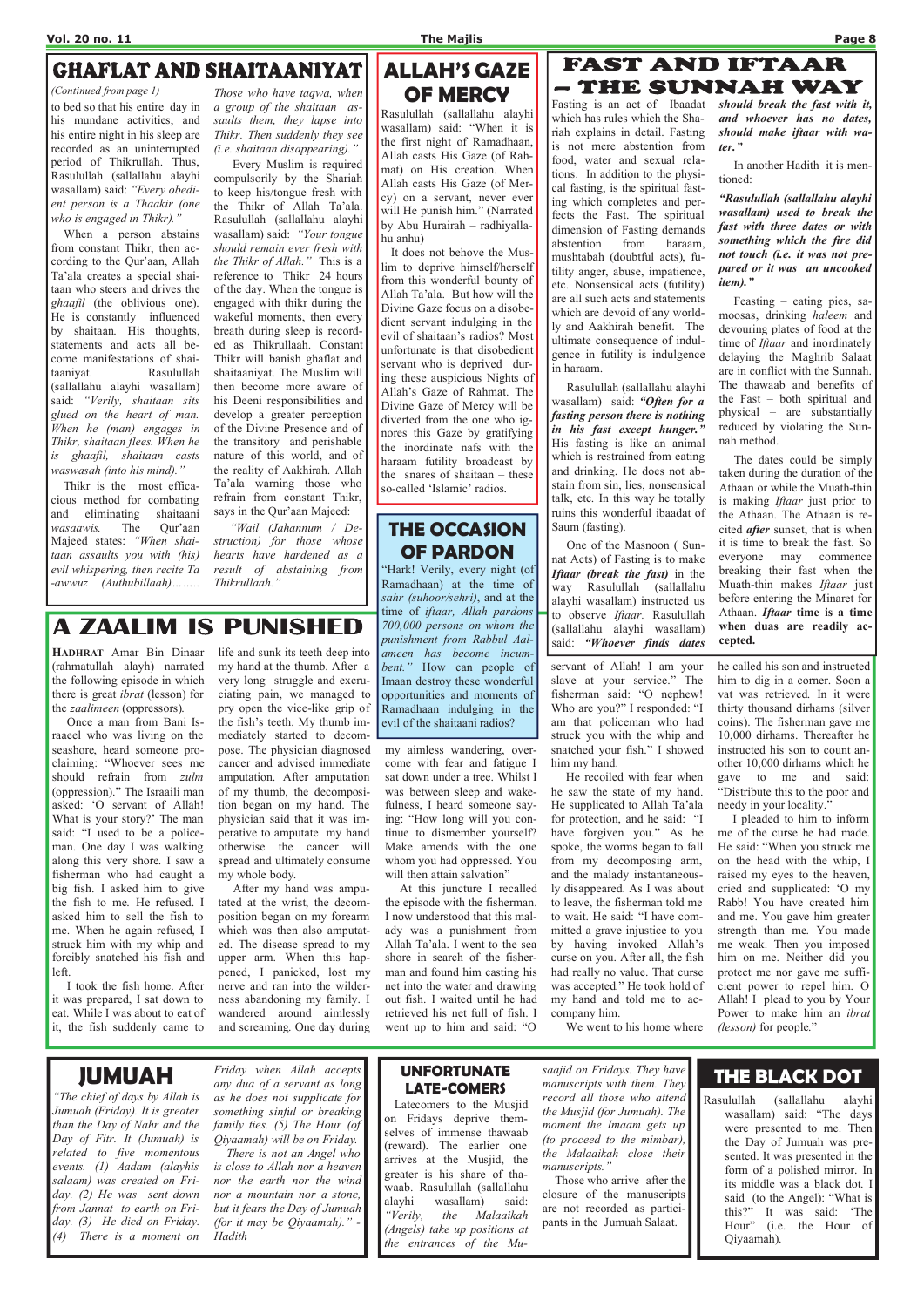## GHAFLAT AND SHAITAANIYAT

*(Continued from page 1)*

to bed so that his entire day in his mundane activities, and his entire night in his sleep are recorded as an uninterrupted period of Thikrullah. Thus, Rasulullah (sallallahu alayhi wasallam) said: *"Every obedient person is a Thaakir (one who is engaged in Thikr)."*

When a person abstains from constant Thikr, then according to the Qur'aan, Allah Ta'ala creates a special shaitaan who steers and drives the *ghaafil* (the oblivious one). He is constantly influenced by shaitaan. His thoughts, statements and acts all become manifestations of shaitaaniyat. Rasulullah (sallallahu alayhi wasallam) said: *"Verily, shaitaan sits glued on the heart of man. When he (man) engages in Thikr, shaitaan flees. When he is ghaafil, shaitaan casts waswasah (into his mind)."*

Thikr is the most efficacious method for combating and eliminating shaitaani *wasaawis.* The Qur'aan Majeed states: *"When shaitaan assaults you with (his) evil whispering, then recite Ta-awwuz (Authubillaah)…….. Those who have taqwa, when a group of the shaitaan assaults them, they lapse into Thikr. Then suddenly they see (i.e. shaitaan disappearing)."*

Every Muslim is required compulsorily by the Shariah to keep his/tongue fresh with the Thikr of Allah Ta'ala. Rasulullah (sallallahu alayhi wasallam) said: *"Your tongue should remain ever fresh with the Thikr of Allah."* This is a reference to Thikr 24 hours of the day. When the tongue is engaged with thikr during the wakeful moments, then every breath during sleep is recorded as Thikrullaah. Constant Thikr will banish ghaflat and shaitaaniyat. The Muslim will then become more aware of his Deeni responsibilities and develop a greater perception of the Divine Presence and of the transitory and perishable nature of this world, and of the reality of Aakhirah. Allah Ta'ala warning those who refrain from constant Thikr, says in the Qur'aan Majeed:

*"Wail (Jahannum / Destruction) for those whose hearts have hardened as a result of abstaining from Thikrullaah."*

## ALLAH'S GAZE OF MERCY

Rasulullah (sallallahu alayhi wasallam) said: "When it is the first night of Ramadhaan, Allah casts His Gaze (of Rahmat) on His creation. When Allah casts His Gaze (of Mercy) on a servant, never ever will He punish him." (Narrated by Abu Hurairah – radhiyallahu anhu)

It does not behove the Muslim to deprive himself/herself from this wonderful bounty of Allah Ta'ala. But how will the Divine Gaze focus on a disobedient servant indulging in the evil of shaitaan's radios? Most unfortunate is that disobedient servant who is deprived during these auspicious Nights of Allah's Gaze of Rahmat. The Divine Gaze of Mercy will be diverted from the one who ignores this Gaze by gratifying the inordinate nafs with the haraam futility broadcast by the snares of shaitaan – these so-called 'Islamic' radios.

## THE OCCASION OF PARDON

"Hark! Verily, every night (of Ramadhaan) at the time of *sahr (suhoor/sehri)*, and at the time of *iftaar, Allah pardons 700,000 persons on whom the punishment from Rabbul Aalameen has become incumbent."* How can people of Imaan destroy these wonderful opportunities and moments of Ramadhaan indulging in the evil of the shaitaani radios?

## FAST AND IFTAAR – THE SUNNAH WAY

Fasting is an act of Ibaadat which has rules which the Shariah explains in detail. Fasting is not mere abstention from food, water and sexual relations. In addition to the physical fasting, is the spiritual fasting which completes and perfects the Fast. The spiritual dimension of Fasting demands abstention from haraam, mushtabah (doubtful acts), futility anger, abuse, impatience, etc. Nonsensical acts (futility) are all such acts and statements which are devoid of any worldly and Aakhirah benefit. The ultimate consequence of indulgence in futility is indulgence in haraam.

Rasulullah (sallallahu alayhi wasallam) said: ***"Often for a fasting person there is nothing in his fast except hunger."*** His fasting is like an animal which is restrained from eating and drinking. He does not abstain from sin, lies, nonsensical talk, etc. In this way he totally ruins this wonderful ibaadat of Saum (fasting).

One of the Masnoon ( Sunnat Acts) of Fasting is to make ***Iftaar (break the fast)*** in the way Rasulullah (sallallahu alayhi wasallam) instructed us to observe *Iftaar.* Rasulullah (sallallahu alayhi wasallam) said: ***"Whoever finds dates should break the fast with it, and whoever has no dates, should make iftaar with water."***

In another Hadith it is mentioned:

***"Rasulullah (sallallahu alayhi wasallam) used to break the fast with three dates or with something which the fire did not touch (i.e. it was not prepared or it was an uncooked item)."***

Feasting – eating pies, samoosas, drinking *haleem* and devouring plates of food at the time of *Iftaar* and inordinately delaying the Maghrib Salaat are in conflict with the Sunnah. The thawaab and benefits of the Fast – both spiritual and physical – are substantially reduced by violating the Sunnah method.

The dates could be simply taken during the duration of the Athaan or while the Muath-thin is making *Iftaar* just prior to the Athaan. The Athaan is recited ***after*** sunset, that is when it is time to break the fast. So everyone may commence breaking their fast when the Muath-thin makes *Iftaar* just before entering the Minaret for Athaan. ***Iftaar*** **time is a time when duas are readily accepted.**

## A ZAALIM IS PUNISHED

**HADHRAT** Amar Bin Dinaar (rahmatullah alayh) narrated the following episode in which there is great *ibrat* (lesson) for the *zaalimeen* (oppressors).

Once a man from Bani Israaeel who was living on the seashore, heard someone proclaiming: "Whoever sees me should refrain from *zulm* (oppression)." The Israaili man asked: 'O servant of Allah! What is your story?' The man said: "I used to be a policeman. One day I was walking along this very shore. I saw a fisherman who had caught a big fish. I asked him to give the fish to me. He refused. I asked him to sell the fish to me. When he again refused, I struck him with my whip and forcibly snatched his fish and left.

I took the fish home. After it was prepared, I sat down to eat. While I was about to eat of it, the fish suddenly came to life and sunk its teeth deep into my hand at the thumb. After a very long struggle and excruciating pain, we managed to pry open the vice-like grip of the fish's teeth. My thumb immediately started to decompose. The physician diagnosed cancer and advised immediate amputation. After amputation of my thumb, the decomposition began on my hand. The physician said that it was imperative to amputate my hand otherwise the cancer will spread and ultimately consume my whole body.

After my hand was amputated at the wrist, the decomposition began on my forearm which was then also amputated. The disease spread to my upper arm. When this happened, I panicked, lost my nerve and ran into the wilderness abandoning my family. I wandered around aimlessly and screaming. One day during my aimless wandering, overcome with fear and fatigue I sat down under a tree. Whilst I was between sleep and wakefulness, I heard someone saying: "How long will you continue to dismember yourself? Make amends with the one whom you had oppressed. You will then attain salvation"

At this juncture I recalled the episode with the fisherman. I now understood that this malady was a punishment from Allah Ta'ala. I went to the sea shore in search of the fisherman and found him casting his net into the water and drawing out fish. I waited until he had retrieved his net full of fish. I went up to him and said: "O servant of Allah! I am your slave at your service." The fisherman said: "O nephew! Who are you?" I responded: "I am that policeman who had struck you with the whip and snatched your fish." I showed him my hand.

He recoiled with fear when he saw the state of my hand. He supplicated to Allah Ta'ala for protection, and he said: "I have forgiven you." As he spoke, the worms began to fall from my decomposing arm, and the malady instantaneously disappeared. As I was about to leave, the fisherman told me to wait. He said: "I have committed a grave injustice to you by having invoked Allah's curse on you. After all, the fish had really no value. That curse was accepted." He took hold of my hand and told me to accompany him.

We went to his home where he called his son and instructed him to dig in a corner. Soon a vat was retrieved. In it were thirty thousand dirhams (silver coins). The fisherman gave me 10,000 dirhams. Thereafter he instructed his son to count another 10,000 dirhams which he gave to me and said: "Distribute this to the poor and needy in your locality."

I pleaded to him to inform me of the curse he had made. He said: "When you struck me on the head with the whip, I raised my eyes to the heaven, cried and supplicated: 'O my Rabb! You have created him and me. You gave him greater strength than me. You made me weak. Then you imposed him on me. Neither did you protect me nor gave me sufficient power to repel him. O Allah! I plead to you by Your Power to make him an *ibrat (lesson)* for people."

## JUMUAH

*"The chief of days by Allah is Jumuah (Friday). It is greater than the Day of Nahr and the Day of Fitr. It (Jumuah) is related to five momentous events. (1) Aadam (alayhis salaam) was created on Friday. (2) He was sent down from Jannat to earth on Friday. (3) He died on Friday. (4) There is a moment on Friday when Allah accepts any dua of a servant as long as he does not supplicate for something sinful or breaking family ties. (5) The Hour (of Qiyaamah) will be on Friday.*

*There is not an Angel who is close to Allah nor a heaven nor the earth nor the wind nor a mountain nor a stone, but it fears the Day of Jumuah (for it may be Qiyaamah)." - Hadith*

## UNFORTUNATE LATE-COMERS

Latecomers to the Musjid on Fridays deprive themselves of immense thawaab (reward). The earlier one arrives at the Musjid, the greater is his share of thawaab. Rasulullah (sallallahu alayhi wasallam) said: *"Verily, the Malaaikah (Angels) take up positions at the entrances of the Musaajid on Fridays. They have manuscripts with them. They record all those who attend the Musjid (for Jumuah). The moment the Imaam gets up (to proceed to the mimbar), the Malaaikah close their manuscripts."*

Those who arrive after the closure of the manuscripts are not recorded as participants in the Jumuah Salaat.

## THE BLACK DOT

Rasulullah (sallallahu alayhi wasallam) said: "The days were presented to me. Then the Day of Jumuah was presented. It was presented in the form of a polished mirror. In its middle was a black dot. I said (to the Angel): "What is this?" It was said: 'The Hour" (i.e. the Hour of Qiyaamah).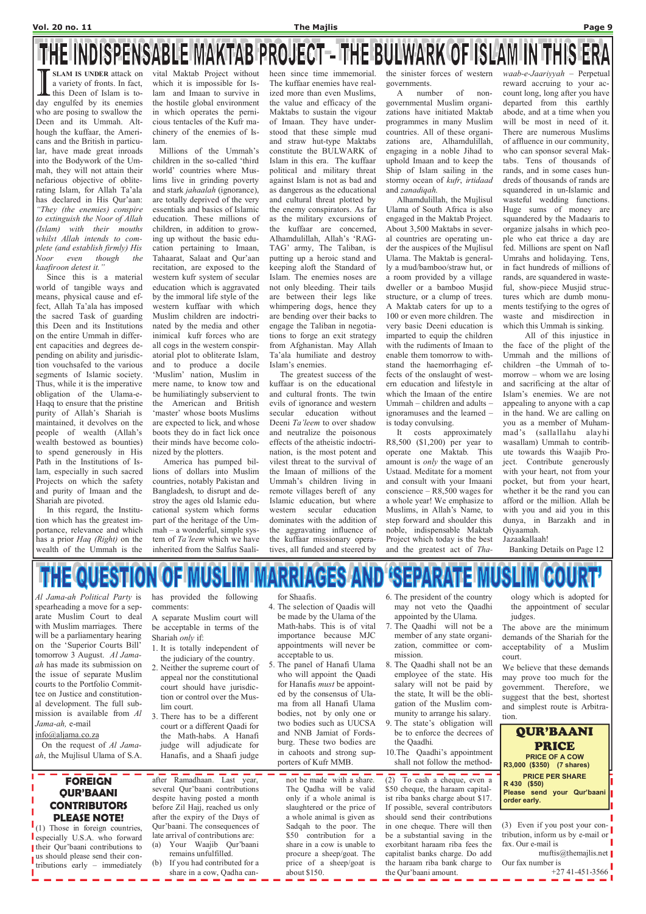# THE INDISPENSABLE MAKTAB PROJECT – THE BULWARK OF ISLAM IN THIS ERA

**ISLAM IS UNDER** attack on a variety of fronts. In fact, this Deen of Islam is today engulfed by its enemies who are posing to swallow the Deen and its Ummah. Although the kuffaar, the Americans and the British in particular, have made great inroads into the Bodywork of the Ummah, they will not attain their nefarious objective of obliterating Islam, for Allah Ta'ala has declared in His Qur'aan: *"They (the enemies) conspire to extinguish the Noor of Allah (Islam) with their mouths whilst Allah intends to complete (and establish firmly) His Noor even though the kaafiroon detest it."*

Since this is a material world of tangible ways and means, physical cause and effect, Allah Ta'ala has imposed the sacred Task of guarding this Deen and its Institutions on the entire Ummah in different capacities and degrees depending on ability and jurisdiction vouchsafed to the various segments of Islamic society. Thus, while it is the imperative obligation of the Ulama-e-Haqq to ensure that the pristine purity of Allah's Shariah is maintained, it devolves on the people of wealth (Allah's wealth bestowed as bounties) to spend generously in His Path in the Institutions of Islam, especially in such sacred Projects on which the safety and purity of Imaan and the Shariah are pivoted.

In this regard, the Institution which has the greatest importance, relevance and which has a prior *Haq (Right)* on the wealth of the Ummah is the vital Maktab Project without which it is impossible for Islam and Imaan to survive in the hostile global environment in which operates the pernicious tentacles of the Kufr machinery of the enemies of Islam.

Millions of the Ummah's children in the so-called 'third world' countries where Muslims live in grinding poverty and stark *jahaalah* (ignorance), are totally deprived of the very essentials and basics of Islamic education. These millions of children, in addition to growing up without the basic education pertaining to Imaan, Tahaarat, Salaat and Qur'aan recitation, are exposed to the western kufr system of secular education which is aggravated by the immoral life style of the western kuffaar with which Muslim children are indoctrinated by the media and other inimical kufr forces who are all cogs in the western conspiratorial plot to obliterate Islam, and to produce a docile 'Muslim' nation, Muslim in mere name, to know tow and be humiliatingly subservient to the American and British 'master' whose boots Muslims are expected to lick, and whose boots they do in fact lick once their minds have become colonized by the plotters.

America has pumped billions of dollars into Muslim countries, notably Pakistan and Bangladesh, to disrupt and destroy the ages old Islamic educational system which forms part of the heritage of the Ummah – a wonderful, simple system of *Ta'leem* which we have inherited from the Salfus Saaliheen since time immemorial. The kuffaar enemies have realized more than even Muslims, the value and efficacy of the Maktabs to sustain the vigour of Imaan. They have understood that these simple mud and straw hut-type Maktabs constitute the BULWARK of Islam in this era. The kuffaar political and military threat against Islam is not as bad and as dangerous as the educational and cultural threat plotted by the enemy conspirators. As far as the military excursions of the kuffaar are concerned, Alhamdulillah, Allah's 'RAG-TAG' army, The Taliban, is putting up a heroic stand and keeping aloft the Standard of Islam. The enemies noses are not only bleeding. Their tails are between their legs like whimpering dogs, hence they are bending over their backs to engage the Taliban in negotiations to forge an exit strategy from Afghanistan. May Allah Ta'ala humiliate and destroy Islam's enemies.

The greatest success of the kuffaar is on the educational and cultural fronts. The twin evils of ignorance and western secular education without Deeni *Ta'leem* to over shadow and neutralize the poisonous effects of the atheistic indoctrination, is the most potent and vilest threat to the survival of the Imaan of millions of the Ummah's children living in remote villages bereft of any Islamic education, but where western secular education dominates with the addition of the aggravating influence of the kuffaar missionary operatives, all funded and steered by the sinister forces of western governments.

A number of non-governmental Muslim organizations have initiated Maktab programmes in many Muslim countries. All of these organizations are, Alhamdulillah, engaging in a noble Jihad to uphold Imaan and to keep the Ship of Islam sailing in the stormy ocean of *kufr*, *irtidaad* and *zanadiqah*.

Alhamdulillah, the Mujlisul Ulama of South Africa is also engaged in the Maktab Project. About 3,500 Maktabs in several countries are operating under the auspices of the Mujlisul Ulama. The Maktab is generally a mud/bamboo/straw hut, or a room provided by a village dweller or a bamboo Musjid structure, or a clump of trees. A Maktab caters for up to a 100 or even more children. The very basic Deeni education is imparted to equip the children with the rudiments of Imaan to enable them tomorrow to withstand the haemorrhaging effects of the onslaught of western education and lifestyle in which the Imaan of the entire Ummah – children and adults – ignoramuses and the learned – is today convulsing.

It costs approximately R8,500 ($1,200) per year to operate one Maktab. This amount is *only* the wage of an Ustaad. Meditate for a moment and consult with your Imaani conscience – R8,500 wages for a whole year! We emphasize to Muslims, in Allah's Name, to step forward and shoulder this noble, indispensable Maktab Project which today is the best and the greatest act of *Thawaab-e-Jaariyyah* – Perpetual reward accruing to your account long, long after you have departed from this earthly abode, and at a time when you will be most in need of it. There are numerous Muslims of affluence in our community, who can sponsor several Maktabs. Tens of thousands of rands, and in some cases hundreds of thousands of rands are squandered in un-Islamic and wasteful wedding functions. Huge sums of money are squandered by the Madaaris to organize jalsahs in which people who eat thrice a day are fed. Millions are spent on Nafl Umrahs and holidaying. Tens, in fact hundreds of millions of rands, are squandered in wasteful, show-piece Musjid structures which are dumb monuments testifying to the ogres of waste and misdirection in which this Ummah is sinking.

All of this injustice in the face of the plight of the Ummah and the millions of children –the Ummah of tomorrow – whom we are losing and sacrificing at the altar of Islam's enemies. We are not appealing to anyone with a cap in the hand. We are calling on you as a member of Muhammad's (sallallahu alayhi wasallam) Ummah to contribute towards this Waajib Project. Contribute generously with your heart, not from your pocket, but from your heart, whether it be the rand you can afford or the million. Allah be with you and aid you in this dunya, in Barzakh and in Qiyaamah.

Jazaakallaah!

Banking Details on Page 12

# THE QUESTION OF MUSLIM MARRIAGES AND 'SEPARATE MUSLIM COURT'

*Al Jama-ah Political Party* is spearheading a move for a separate Muslim Court to deal with Muslim marriages. There will be a parliamentary hearing on the 'Superior Courts Bill' tomorrow 3 August. *Al Jama-ah* has made its submission on the issue of separate Muslim courts to the Portfolio Committee on Justice and constitutional development. The full submission is available from *Al Jama-ah*, e-mail info@aljama.co.za

On the request of *Al Jama-ah*, the Mujlisul Ulama of S.A. has provided the following comments:

A separate Muslim court will be acceptable in terms of the Shariah *only* if:

1. It is totally independent of the judiciary of the country.
2. Neither the supreme court of appeal nor the constitutional court should have jurisdiction or control over the Muslim court.
3. There has to be a different court or a different Qaadi for the Math-habs. A Hanafi judge will adjudicate for Hanafis, and a Shaafi judge for Shaafis.
4. The selection of Qaadis will be made by the Ulama of the Math-habs. This is of vital importance because MJC appointments will never be acceptable to us.
5. The panel of Hanafi Ulama who will appoint the Qaadi for Hanafis *must* be appointed by the consensus of Ulama from all Hanafi Ulama bodies, not by only one or two bodies such as UUCSA and NNB Jamiat of Fordsburg. These two bodies are in cahoots and strong supporters of Kufr MMB.
6. The president of the country may not veto the Qaadhi appointed by the Ulama.
7. The Qaadhi will not be a member of any state organization, committee or commission.
8. The Qaadhi shall not be an employee of the state. His salary will not be paid by the state, It will be the obligation of the Muslim community to arrange his salary.
9. The state's obligation will be to enforce the decrees of the Qaadhi.
10. The Qaadhi's appointment shall not follow the methodology which is adopted for the appointment of secular judges.

The above are the minimum demands of the Shariah for the acceptability of a Muslim court.

We believe that these demands may prove too much for the government. Therefore, we suggest that the best, shortest and simplest route is Arbitration.

## QUR'BAANI PRICE

**PRICE OF A COW**
**R3,000 ($350) (7 shares)**

**PRICE PER SHARE**
**R 430 ($50)**
**Please send your Qur'baani order early.**

## FOREIGN QUR'BAANI CONTRIBUTORS PLEASE NOTE!

(1) Those in foreign countries, especially U.S.A. who forward their Qur'baani contributions to us should please send their contributions early – immediately after Ramadhaan. Last year, several Qur'baani contributions despite having posted a month before Zil Hajj, reached us only after the expiry of the Days of Qur'baani. The consequences of late arrival of contributions are:

(a) Your Waajib Qur'baani remains unfulfilled.
(b) If you had contributed for a share in a cow, Qadha cannot be made with a share. The Qadha will be valid only if a whole animal is slaughtered or the price of a whole animal is given as Sadqah to the poor. The $50 contribution for a share in a cow is unable to procure a sheep/goat. The price of a sheep/goat is about $150.

(2) To cash a cheque, even a $50 cheque, the haraam capitalist riba banks charge about $17. If possible, several contributors should send their contributions in one cheque. There will then be a substantial saving in the exorbitant haraam riba fees the capitalist banks charge. Do add the haraam riba bank charge to the Qur'baani amount.

(3) Even if you post your contribution, inform us by e-mail or fax. Our e-mail is muftis@themajlis.net
Our fax number is +27 41-451-3566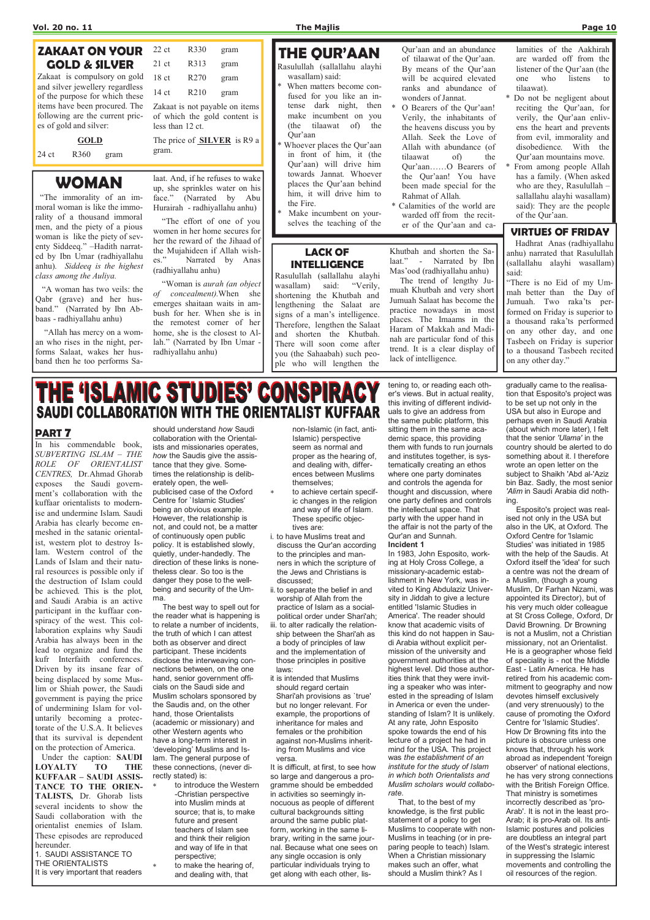## ZAKAAT ON YOUR GOLD & SILVER

Zakaat is compulsory on gold and silver jewellery regardless of the purpose for which these items have been procured. The following are the current prices of gold and silver:

**GOLD**

| | | |
|---|---|---|
| 24 ct | R360 | gram |
| 22 ct | R330 | gram |
| 21 ct | R313 | gram |
| 18 ct | R270 | gram |
| 14 ct | R210 | gram |

Zakaat is not payable on items of which the gold content is less than 12 ct.

The price of **SILVER** is R9 a gram.

## WOMAN

"The immorality of an immoral woman is like the immorality of a thousand immoral men, and the piety of a pious woman is like the piety of seventy Siddeeq." –Hadith narrated by Ibn Umar (radhiyallahu anhu). *Siddeeq is the highest class among the Auliya.*

"A woman has two veils: the Qabr (grave) and her husband." (Narrated by Ibn Abbaas - radhiyallahu anhu)

"Allah has mercy on a woman who rises in the night, performs Salaat, wakes her husband then he too performs Salaat. And, if he refuses to wake up, she sprinkles water on his face." (Narrated by Abu Hurairah - radhiyallahu anhu)

"The effort of one of you women in her home secures for her the reward of the Jihaad of the Mujahideen if Allah wishes." Narrated by Anas (radhiyallahu anhu)

"Woman is *aurah (an object of concealment).*When she emerges shaitaan waits in ambush for her. When she is in the remotest corner of her home, she is the closest to Allah." (Narrated by Ibn Umar - radhiyallahu anhu)

## THE QUR'AAN

Rasulullah (sallallahu alayhi wasallam) said:

* When matters become confused for you like an intense dark night, then make incumbent on you (the tilaawat of) the Qur'aan
* Whoever places the Qur'aan in front of him, it (the Qur'aan) will drive him towards Jannat. Whoever places the Qur'aan behind him, it will drive him to the Fire.
* Make incumbent on yourselves the teaching of the Qur'aan and an abundance of tilaawat of the Qur'aan. By means of the Qur'aan will be acquired elevated ranks and abundance of wonders of Jannat.
* O Bearers of the Qur'aan! Verily, the inhabitants of the heavens discuss you by Allah. Seek the Love of Allah with abundance (of tilaawat of) the Qur'aan……O Bearers of the Qur'aan! You have been made special for the Rahmat of Allah.
* Calamities of the world are warded off from the reciter of the Qur'aan and calamities of the Aakhirah are warded off from the listener of the Qur'aan (the one who listens to tilaawat).
* Do not be negligent about reciting the Qur'aan, for verily, the Qur'aan enlivens the heart and prevents from evil, immorality and disobedience. With the Qur'aan mountains move.
* From among people Allah has a family. (When asked who are they, Rasulullah – sallallahu alayhi wasallam) said): They are the people of the Qur'aan.

## LACK OF INTELLIGENCE

Rasulullah (sallallahu alayhi wasallam) said: "Verily, shortening the Khutbah and lengthening the Salaat are signs of a man's intelligence. Therefore, lengthen the Salaat and shorten the Khutbah. There will soon come after you (the Sahaabah) such people who will lengthen the Khutbah and shorten the Salaat." - Narrated by Ibn Mas'ood (radhiyallahu anhu)

The trend of lengthy Jumuah Khutbah and very short Jumuah Salaat has become the practice nowadays in most places. The Imaams in the Haram of Makkah and Madinah are particular fond of this trend. It is a clear display of lack of intelligence.

## VIRTUES OF FRIDAY

Hadhrat Anas (radhiyallahu anhu) narrated that Rasulullah (sallallahu alayhi wasallam) said:

"There is no Eid of my Ummah better than the Day of Jumuah. Two raka'ts performed on Friday is superior to a thousand raka'ts performed on any other day, and one Tasbeeh on Friday is superior to a thousand Tasbeeh recited on any other day."

# THE 'ISLAMIC STUDIES' CONSPIRACY
## SAUDI COLLABORATION WITH THE ORIENTALIST KUFFAAR

### PART 7

In his commendable book, *SUBVERTING ISLAM – THE ROLE OF ORIENTALIST CENTRES,* Dr.Ahmad Ghorab exposes the Saudi government's collaboration with the kuffaar orientalists to modernise and undermine Islam. Saudi Arabia has clearly become enmeshed in the satanic orientalist, western plot to destroy Islam. Western control of the Lands of Islam and their natural resources is possible only if the destruction of Islam could be achieved. This is the plot, and Saudi Arabia is an active participant in the kuffaar conspiracy of the west. This collaboration explains why Saudi Arabia has always been in the lead to organize and fund the kufr Interfaith conferences. Driven by its insane fear of being displaced by some Muslim or Shiah power, the Saudi government is paying the price of undermining Islam for voluntarily becoming a protectorate of the U.S.A. It believes that its survival is dependent on the protection of America.

Under the caption: **SAUDI LOYALTY TO THE KUFFAAR – SAUDI ASSISTANCE TO THE ORIENTALISTS,** Dr. Ghorab lists several incidents to show the Saudi collaboration with the orientalist enemies of Islam. These episodes are reproduced hereunder.

1. SAUDI ASSISTANCE TO THE ORIENTALISTS

It is very important that readers should understand *how* Saudi collaboration with the Orientalists and missionaries operates, *how* the Saudis give the assistance that they give. Sometimes the relationship is deliberately open, the well-publicised case of the Oxford Centre for `Islamic Studies' being an obvious example. However, the relationship is not, and could not, be a matter of continuously open public policy. It is established slowly, quietly, under-handedly. The direction of these links is nonetheless clear. So too is the danger they pose to the well-being and security of the Umma.

The best way to spell out for the reader what is happening is to relate a number of incidents, the truth of which I can attest both as observer and direct participant. These incidents disclose the interweaving connections between, on the one hand, senior government officials on the Saudi side and Muslim scholars sponsored by the Saudis and, on the other hand, those Orientalists (academic or missionary) and other Western agents who have a long-term interest in 'developing' Muslims and Islam. The general purpose of these connections, (never directly stated) is:

* to introduce the Western-Christian perspective into Muslim minds at source; that is, to make future and present teachers of Islam see and think their religion and way of life in that perspective;
* to make the hearing of, and dealing with, that non-Islamic (in fact, anti-Islamic) perspective seem as normal and proper as the hearing of, and dealing with, differences between Muslims themselves;
* to achieve certain specific changes in the religion and way of life of Islam. These specific objectives are:

i. to have Muslims treat and discuss the Qur'an according to the principles and manners in which the scripture of the Jews and Christians is discussed;

ii. to separate the belief in and worship of Allah from the practice of Islam as a social-political order under Shari'ah;

iii. to alter radically the relationship between the Shari'ah as a body of principles of law and the implementation of those principles in positive laws:

it is intended that Muslims should regard certain Shari'ah provisions as `true' but no longer relevant. For example, the proportions of inheritance for males and females or the prohibition against non-Muslims inheriting from Muslims and vice versa.

It is difficult, at first, to see how so large and dangerous a programme should be embedded in activities so seemingly innocuous as people of different cultural backgrounds sitting around the same public platform, working in the same library, writing in the same journal. Because what one sees on any single occasion is only particular individuals trying to get along with each other, listening to, or reading each other's views. But in actual reality, this inviting of different individuals to give an address from the same public platform, this sitting them in the same academic space, this providing them with funds to run journals and institutes together, is systematically creating an ethos where one party dominates and controls the agenda for thought and discussion, where one party defines and controls the intellectual space. That party with the upper hand in the affair is not the party of the Qur'an and Sunnah.

**Incident 1**

In 1983, John Esposito, working at Holy Cross College, a missionary-academic establishment in New York, was invited to King Abdulaziz University in Jiddah to give a lecture entitled 'Islamic Studies in America'. The reader should know that academic visits of this kind do not happen in Saudi Arabia without explicit permission of the university and government authorities at the highest level. Did those authorities think that they were inviting a speaker who was interested in the spreading of Islam in America or even the understanding of Islam? It is unlikely. At any rate, John Esposito spoke towards the end of his lecture of a project he had in mind for the USA. This project was *the establishment of an institute for the study of Islam in which both Orientalists and Muslim scholars would collaborate.*

That, to the best of my knowledge, is the first public statement of a policy to get Muslims to cooperate with non-Muslims in teaching (or in preparing people to teach) Islam. When a Christian missionary makes such an offer, what should a Muslim think? As I gradually came to the realisation that Esposito's project was to be set up not only in the USA but also in Europe and perhaps even in Saudi Arabia (about which more later), I felt that the senior *'Ulama'* in the country should be alerted to do something about it. I therefore wrote an open letter on the subject to Shaikh 'Abd al-'Aziz bin Baz. Sadly, the most senior *'Alim* in Saudi Arabia did nothing.

Esposito's project was realised not only in the USA but also in the UK, at Oxford. The Oxford Centre for 'Islamic Studies' was initiated in 1985 with the help of the Saudis. At Oxford itself the 'idea' for such a centre was not the dream of a Muslim, (though a young Muslim, Dr Farhan Nizami, was appointed its Director), but of his very much older colleague at St Cross College, Oxford, Dr David Browning. Dr Browning is not a Muslim, not a Christian missionary, not an Orientalist. He is a geographer whose field of speciality is - not the Middle East - Latin America. He has retired from his academic commitment to geography and now devotes himself exclusively (and very strenuously) to the cause of promoting the Oxford Centre for 'Islamic Studies'. How Dr Browning fits into the picture is obscure unless one knows that, through his work abroad as independent 'foreign observer' of national elections, he has very strong connections with the British Foreign Office. That ministry is sometimes incorrectly described as 'pro-Arab'. It is not in the least pro-Arab; it is pro-Arab oil. Its anti-Islamic postures and policies are doubtless an integral part of the West's strategic interest in suppressing the Islamic movements and controlling the oil resources of the region.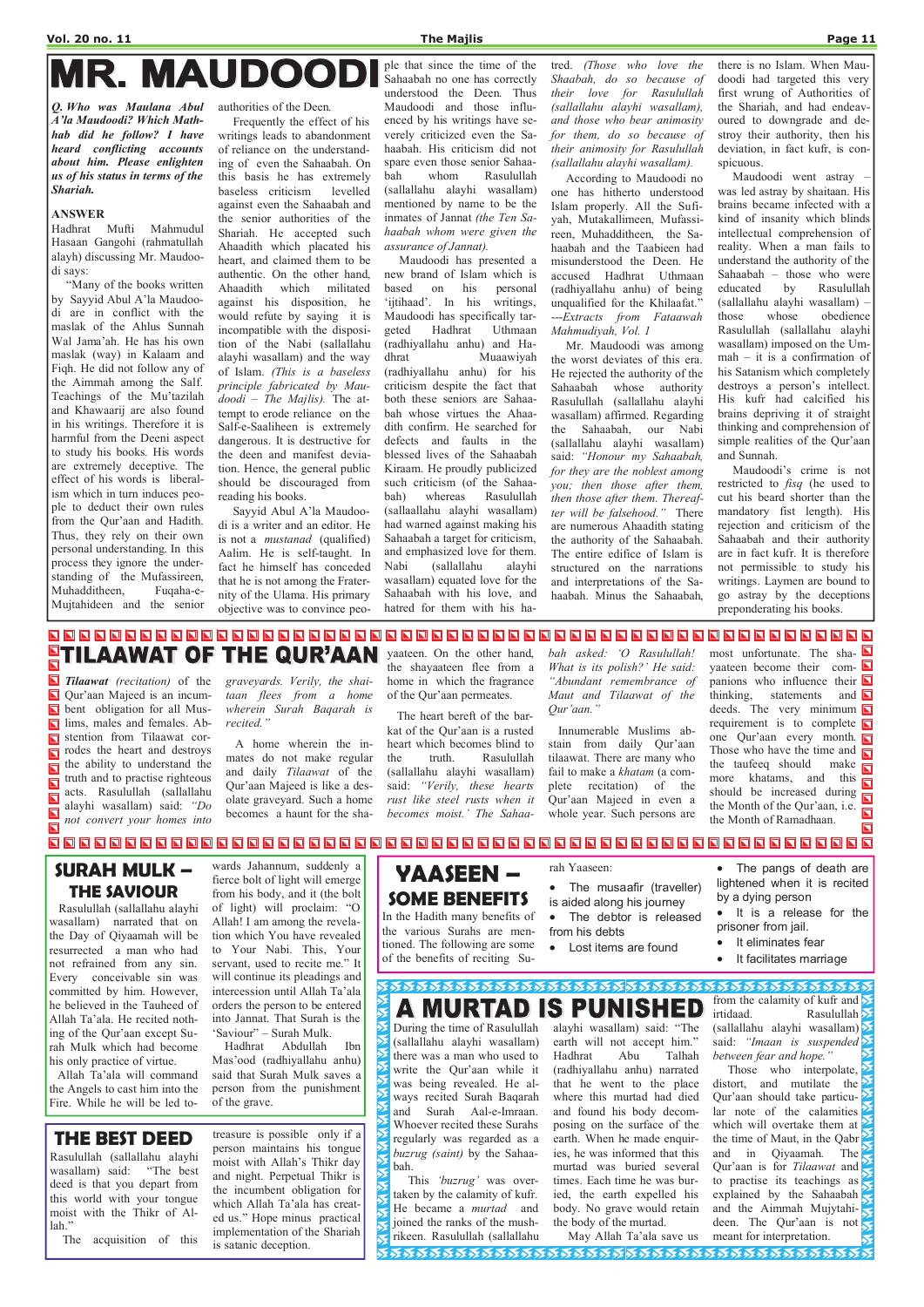# MR. MAUDOODI

***Q. Who was Maulana Abul A'la Maudoodi? Which Mathhab did he follow? I have heard conflicting accounts about him. Please enlighten us of his status in terms of the Shariah.***

**ANSWER**

Hadhrat Mufti Mahmudul Hasaan Gangohi (rahmatullah alayh) discussing Mr. Maudoodi says:

"Many of the books written by Sayyid Abul A'la Maudoodi are in conflict with the maslak of the Ahlus Sunnah Wal Jama'ah. He has his own maslak (way) in Kalaam and Fiqh. He did not follow any of the Aimmah among the Salf. Teachings of the Mu'tazilah and Khawaarij are also found in his writings. Therefore it is harmful from the Deeni aspect to study his books. His words are extremely deceptive. The effect of his words is liberalism which in turn induces people to deduct their own rules from the Qur'aan and Hadith. Thus, they rely on their own personal understanding. In this process they ignore the understanding of the Mufassireen, Muhadditheen, Fuqaha-e-Mujtahideen and the senior authorities of the Deen.

Frequently the effect of his writings leads to abandonment of reliance on the understanding of even the Sahaabah. On this basis he has extremely baseless criticism levelled against even the Sahaabah and the senior authorities of the Shariah. He accepted such Ahaadith which placated his heart, and claimed them to be authentic. On the other hand, Ahaadith which militated against his disposition, he would refute by saying it is incompatible with the disposition of the Nabi (sallallahu alayhi wasallam) and the way of Islam. *(This is a baseless principle fabricated by Maudoodi – The Majlis).* The attempt to erode reliance on the Salf-e-Saaliheen is extremely dangerous. It is destructive for the deen and manifest deviation. Hence, the general public should be discouraged from reading his books.

Sayyid Abul A'la Maudoodi is a writer and an editor. He is not a *mustanad* (qualified) Aalim. He is self-taught. In fact he himself has conceded that he is not among the Fraternity of the Ulama. His primary objective was to convince people that since the time of the Sahaabah no one has correctly understood the Deen. Thus Maudoodi and those influenced by his writings have severely criticized even the Sahaabah. His criticism did not spare even those senior Sahaabah whom Rasulullah (sallallahu alayhi wasallam) mentioned by name to be the inmates of Jannat *(the Ten Sahaabah whom were given the assurance of Jannat).*

Maudoodi has presented a new brand of Islam which is based on his personal 'ijtihaad'. In his writings, Maudoodi has specifically targeted Hadhrat Uthmaan (radhiyallahu anhu) and Hadhrat Muaawiyah (radhiyallahu anhu) for his criticism despite the fact that both these seniors are Sahaabah whose virtues the Ahaadith confirm. He searched for defects and faults in the blessed lives of the Sahaabah Kiraam. He proudly publicized such criticism (of the Sahaabah) whereas Rasulullah (sallaallahu alayhi wasallam) had warned against making his Sahaabah a target for criticism, and emphasized love for them. Nabi (sallallahu alayhi wasallam) equated love for the Sahaabah with his love, and hatred for them with his hatred. *(Those who love the Shaabah, do so because of their love for Rasulullah (sallallahu alayhi wasallam), and those who bear animosity for them, do so because of their animosity for Rasulullah (sallallahu alayhi wasallam).*

According to Maudoodi no one has hitherto understood Islam properly. All the Sufiyah, Mutakallimeen, Mufassireen, Muhadditheen, the Sahaabah and the Taabieen had misunderstood the Deen. He accused Hadhrat Uthmaan (radhiyallahu anhu) of being unqualified for the Khilaafat."
*---Extracts from Fataawah Mahmudiyah, Vol. 1*

Mr. Maudoodi was among the worst deviates of this era. He rejected the authority of the Sahaabah whose authority Rasulullah (sallallahu alayhi wasallam) affirmed. Regarding the Sahaabah, our Nabi (sallallahu alayhi wasallam) said: *"Honour my Sahaabah, for they are the noblest among you; then those after them, then those after them. Thereafter will be falsehood."* There are numerous Ahaadith stating the authority of the Sahaabah. The entire edifice of Islam is structured on the narrations and interpretations of the Sahaabah. Minus the Sahaabah, there is no Islam. When Maudoodi had targeted this very first wrung of Authorities of the Shariah, and had endeavoured to downgrade and destroy their authority, then his deviation, in fact kufr, is conspicuous.

Maudoodi went astray – was led astray by shaitaan. His brains became infected with a kind of insanity which blinds intellectual comprehension of reality. When a man fails to understand the authority of the Sahaabah – those who were educated by Rasulullah (sallallahu alayhi wasallam) – those whose obedience Rasulullah (sallallahu alayhi wasallam) imposed on the Ummah – it is a confirmation of his Satanism which completely destroys a person's intellect. His kufr had calcified his brains depriving it of straight thinking and comprehension of simple realities of the Qur'aan and Sunnah.

Maudoodi's crime is not restricted to *fisq* (he used to cut his beard shorter than the mandatory fist length). His rejection and criticism of the Sahaabah and their authority are in fact kufr. It is therefore not permissible to study his writings. Laymen are bound to go astray by the deceptions preponderating his books.

# TILAAWAT OF THE QUR'AAN

***Tilaawat*** *(recitation)* of the Qur'aan Majeed is an incumbent obligation for all Muslims, males and females. Abstention from Tilaawat corrodes the heart and destroys the ability to understand the truth and to practise righteous acts. Rasulullah (sallallahu alayhi wasallam) said: *"Do not convert your homes into graveyards. Verily, the shaitaan flees from a home wherein Surah Baqarah is recited."*

A home wherein the inmates do not make regular and daily *Tilaawat* of the Qur'aan Majeed is like a desolate graveyard. Such a home becomes a haunt for the shayaateen. On the other hand, the shayaateen flee from a home in which the fragrance of the Qur'aan permeates.

The heart bereft of the barkat of the Qur'aan is a rusted heart which becomes blind to the truth. Rasulullah (sallallahu alayhi wasallam) said: *"Verily, these hearts rust like steel rusts when it becomes moist.' The Sahaabah asked: 'O Rasulullah! What is its polish?' He said: "Abundant remembrance of Maut and Tilaawat of the Qur'aan."*

Innumerable Muslims abstain from daily Qur'aan tilaawat. There are many who fail to make a *khatam* (a complete recitation) of the Qur'aan Majeed in even a whole year. Such persons are most unfortunate. The shayaateen become their companions who influence their thinking, statements and deeds. The very minimum requirement is to complete one Qur'aan every month. Those who have the time and the taufeeq should make more khatams, and this should be increased during the Month of the Qur'aan, i.e. the Month of Ramadhaan.

# SURAH MULK – THE SAVIOUR

Rasulullah (sallallahu alayhi wasallam) narrated that on the Day of Qiyaamah will be resurrected a man who had not refrained from any sin. Every conceivable sin was committed by him. However, he believed in the Tauheed of Allah Ta'ala. He recited nothing of the Qur'aan except Surah Mulk which had become his only practice of virtue.

Allah Ta'ala will command the Angels to cast him into the Fire. While he will be led towards Jahannum, suddenly a fierce bolt of light will emerge from his body, and it (the bolt of light) will proclaim: "O Allah! I am among the revelation which You have revealed to Your Nabi. This, Your servant, used to recite me." It will continue its pleadings and intercession until Allah Ta'ala orders the person to be entered into Jannat. That Surah is the 'Saviour' – Surah Mulk.

Hadhrat Abdullah Ibn Mas'ood (radhiyallahu anhu) said that Surah Mulk saves a person from the punishment of the grave.

# YAASEEN – SOME BENEFITS

In the Hadith many benefits of the various Surahs are mentioned. The following are some of the benefits of reciting Surah Yaaseen:

- The musaafir (traveller) is aided along his journey
- The debtor is released from his debts
- Lost items are found
- The pangs of death are lightened when it is recited by a dying person
- It is a release for the prisoner from jail.
- It eliminates fear
- It facilitates marriage

# THE BEST DEED

Rasulullah (sallallahu alayhi wasallam) said: "The best deed is that you depart from this world with your tongue moist with the Thikr of Allah."

The acquisition of this treasure is possible only if a person maintains his tongue moist with Allah's Thikr day and night. Perpetual Thikr is the incumbent obligation for which Allah Ta'ala has created us." Hope minus practical implementation of the Shariah is satanic deception.

# A MURTAD IS PUNISHED

During the time of Rasulullah (sallallahu alayhi wasallam) there was a man who used to write the Qur'aan while it was being revealed. He always recited Surah Baqarah and Surah Aal-e-Imraan. Whoever recited these Surahs regularly was regarded as a *buzrug (saint)* by the Sahaabah.

This *'buzrug'* was overtaken by the calamity of kufr. He became a *murtad* and joined the ranks of the mushrikeen. Rasulullah (sallallahu alayhi wasallam) said: "The earth will not accept him." Hadhrat Abu Talhah (radhiyallahu anhu) narrated that he went to the place where this murtad had died and found his body decomposing on the surface of the earth. When he made enquiries, he was informed that this murtad was buried several times. Each time he was buried, the earth expelled his body. No grave would retain the body of the murtad.

May Allah Ta'ala save us from the calamity of kufr and irtidaad. Rasulullah (sallallahu alayhi wasallam) said: *"Imaan is suspended between fear and hope."*

Those who interpolate, distort, and mutilate the Qur'aan should take particular note of the calamities which will overtake them at the time of Maut, in the Qabr and in Qiyaamah. The Qur'aan is for *Tilaawat* and to practise its teachings as explained by the Sahaabah and the Aimmah Mujtahideen. The Qur'aan is not meant for interpretation.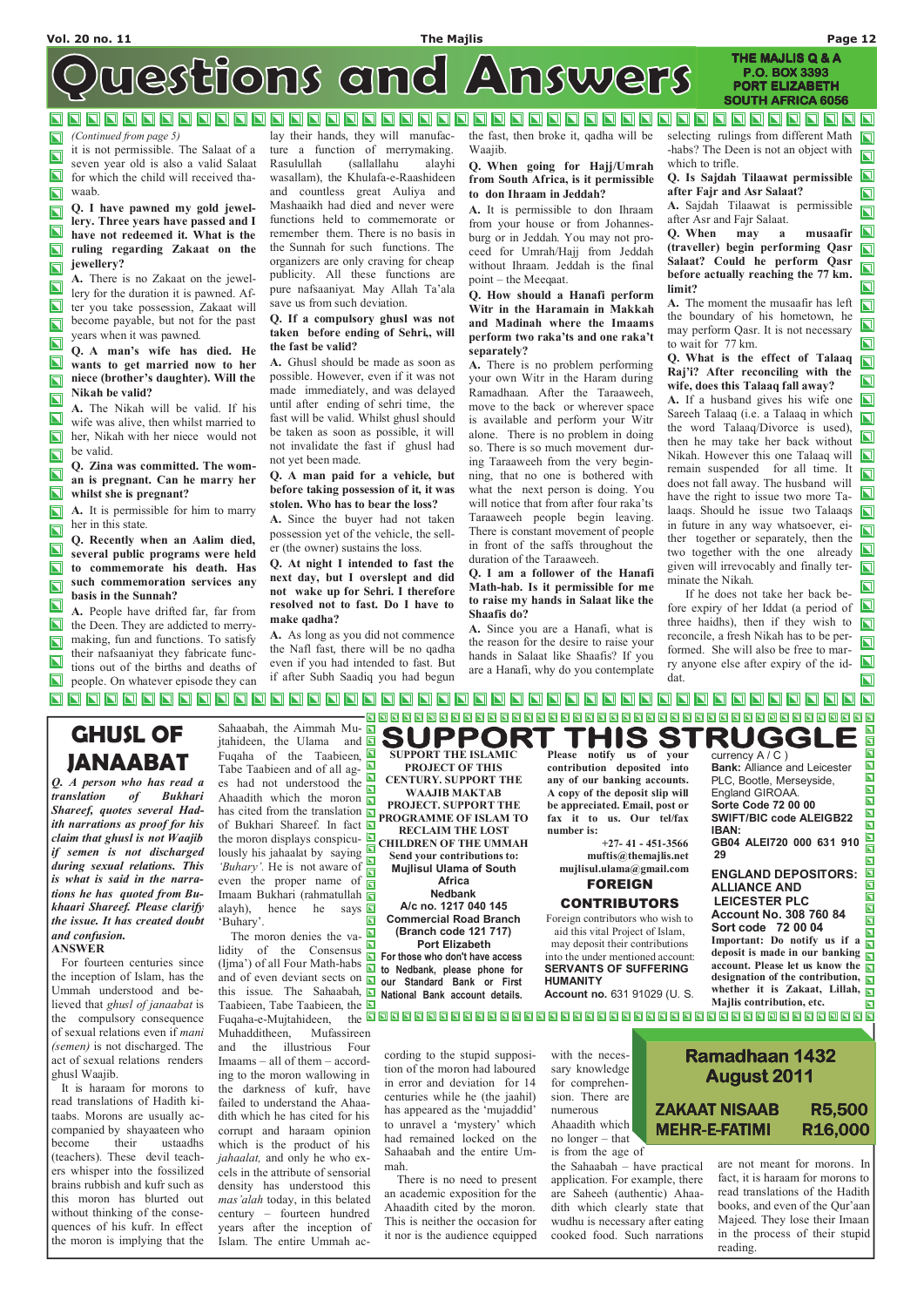# Questions and Answers

**THE MAJLIS Q & A**
**P.O. BOX 3393**
**PORT ELIZABETH**
**SOUTH AFRICA 6056**

*(Continued from page 5)*

it is not permissible. The Salaat of a seven year old is also a valid Salaat for which the child will received thawaab.

**Q. I have pawned my gold jewellery. Three years have passed and I have not redeemed it. What is the ruling regarding Zakaat on the jewellery?**

**A.** There is no Zakaat on the jewellery for the duration it is pawned. After you take possession, Zakaat will become payable, but not for the past years when it was pawned.

**Q. A man's wife has died. He wants to get married now to her niece (brother's daughter). Will the Nikah be valid?**

**A.** The Nikah will be valid. If his wife was alive, then whilst married to her, Nikah with her niece would not be valid.

**Q. Zina was committed. The woman is pregnant. Can he marry her whilst she is pregnant?**

**A.** It is permissible for him to marry her in this state.

**Q. Recently when an Aalim died, several public programs were held to commemorate his death. Has such commemoration services any basis in the Sunnah?**

**A.** People have drifted far, far from the Deen. They are addicted to merry-making, fun and functions. To satisfy their nafsaaniyat they fabricate functions out of the births and deaths of people. On whatever episode they can lay their hands, they will manufacture a function of merrymaking. Rasulullah (sallallahu alayhi wasallam), the Khulafa-e-Raashideen and countless great Auliya and Mashaaikh had died and never were functions held to commemorate or remember them. There is no basis in the Sunnah for such functions. The organizers are only craving for cheap publicity. All these functions are pure nafsaaniyat. May Allah Ta'ala save us from such deviation.

**Q. If a compulsory ghusl was not taken before ending of Sehri, will the fast be valid?**

**A.** Ghusl should be made as soon as possible. However, even if it was not made immediately, and was delayed until after ending of sehri time, the fast will be valid. Whilst ghusl should be taken as soon as possible, it will not invalidate the fast if ghusl had not yet been made.

**Q. A man paid for a vehicle, but before taking possession of it, it was stolen. Who has to bear the loss?**

**A.** Since the buyer had not taken possession yet of the vehicle, the seller (the owner) sustains the loss.

**Q. At night I intended to fast the next day, but I overslept and did not wake up for Sehri. I therefore resolved not to fast. Do I have to make qadha?**

**A.** As long as you did not commence the Nafl fast, there will be no qadha even if you had intended to fast. But if after Subh Saadiq you had begun the fast, then broke it, qadha will be Waajib.

**Q. When going for Hajj/Umrah from South Africa, is it permissible to don Ihraam in Jeddah?**

**A.** It is permissible to don Ihraam from your house or from Johannesburg or in Jeddah. You may not proceed for Umrah/Hajj from Jeddah without Ihraam. Jeddah is the final point – the Meeqaat.

**Q. How should a Hanafi perform Witr in the Haramain in Makkah and Madinah where the Imaams perform two raka'ts and one raka't separately?**

**A.** There is no problem performing your own Witr in the Haram during Ramadhaan. After the Taraaweeh, move to the back or wherever space is available and perform your Witr alone. There is no problem in doing so. There is so much movement during Taraaweeh from the very beginning, that no one is bothered with what the next person is doing. You will notice that from after four raka'ts Taraaweeh people begin leaving. There is constant movement of people in front of the saffs throughout the duration of the Taraaweeh.

**Q. I am a follower of the Hanafi Math-hab. Is it permissible for me to raise my hands in Salaat like the Shaafis do?**

**A.** Since you are a Hanafi, what is the reason for the desire to raise your hands in Salaat like Shaafis? If you are a Hanafi, why do you contemplate selecting rulings from different Math-habs? The Deen is not an object with which to trifle.

**Q. Is Sajdah Tilaawat permissible after Fajr and Asr Salaat?**

**A.** Sajdah Tilaawat is permissible after Asr and Fajr Salaat.

**Q. When may a musaafir (traveller) begin performing Qasr Salaat? Could he perform Qasr before actually reaching the 77 km. limit?**

**A.** The moment the musaafir has left the boundary of his hometown, he may perform Qasr. It is not necessary to wait for 77 km.

**Q. What is the effect of Talaaq Raj'i? After reconciling with the wife, does this Talaaq fall away?**

**A.** If a husband gives his wife one Sareeh Talaaq (i.e. a Talaaq in which the word Talaaq/Divorce is used), then he may take her back without Nikah. However this one Talaaq will remain suspended for all time. It does not fall away. The husband will have the right to issue two more Talaaqs. Should he issue two Talaaqs in future in any way whatsoever, either together or separately, then the two together with the one already given will irrevocably and finally terminate the Nikah.

If he does not take her back before expiry of her Iddat (a period of three haidhs), then if they wish to reconcile, a fresh Nikah has to be performed. She will also be free to marry anyone else after expiry of the iddat.

## GHUSL OF JANAABAT

***Q. A person who has read a translation of Bukhari Shareef, quotes several Hadith narrations as proof for his claim that ghusl is not Waajib if semen is not discharged during sexual relations. This is what is said in the narrations he has quoted from Bukhaari Shareef. Please clarify the issue. It has created doubt and confusion.***

**ANSWER**

For fourteen centuries since the inception of Islam, has the Ummah understood and believed that *ghusl of janaabat* is the compulsory consequence of sexual relations even if *mani (semen)* is not discharged. The act of sexual relations renders ghusl Waajib.

It is haraam for morons to read translations of Hadith kitaabs. Morons are usually accompanied by shayaateen who become their ustaadhs (teachers). These devil teachers whisper into the fossilized brains rubbish and kufr such as this moron has blurted out without thinking of the consequences of his kufr. In effect the moron is implying that the Sahaabah, the Aimmah Mujtahideen, the Ulama and Fuqaha of the Taabieen, Tabe Taabieen and of all ages had not understood the Ahaadith which the moron has cited from the translation of Bukhari Shareef. In fact the moron displays conspicuously his jahaalat by saying *'Buhary'*. He is not aware of even the proper name of Imaam Bukhari (rahmatullah alayh), hence he says 'Buhary'.

The moron denies the validity of the Consensus (Ijma') of all Four Math-habs and of even deviant sects on this issue. The Sahaabah, Taabieen, Tabe Taabieen, the Fuqaha-e-Mujtahideen, the Muhaddītheen, Mufassireen and the illustrious Four Imaams – all of them – according to the moron wallowing in the darkness of kufr, have failed to understand the Ahaadith which he has cited for his corrupt and haraam opinion which is the product of his *jahaalat,* and only he who excels in the attribute of sensorial density has understood this *mas'alah* today, in this belated century – fourteen hundred years after the inception of Islam. The entire Ummah according to the stupid supposition of the moron had laboured in error and deviation for 14 centuries while he (the jaahil) has appeared as the 'mujaddid' to unravel a 'mystery' which had remained locked on the Sahaabah and the entire Ummah.

There is no need to present an academic exposition for the Ahaadith cited by the moron. This is neither the occasion for it nor is the audience equipped with the necessary knowledge for comprehension. There are numerous Ahaadith which no longer – that is from the age of the Sahaabah – have practical application. For example, there are Saheeh (authentic) Ahaadith which clearly state that wudhu is necessary after eating cooked food. Such narrations are not meant for morons. In fact, it is haraam for morons to read translations of the Hadith books, and even of the Qur'aan Majeed. They lose their Imaan in the process of their stupid reading.

## SUPPORT THIS STRUGGLE

**SUPPORT THE ISLAMIC PROJECT OF THIS CENTURY. SUPPORT THE WAAJIB MAKTAB PROJECT. SUPPORT THE PROGRAMME OF ISLAM TO RECLAIM THE LOST CHILDREN OF THE UMMAH**

**Send your contributions to:**
**Mujlisul Ulama of South Africa**
**Nedbank**
**A/c no. 1217 040 145**
**Commercial Road Branch**
**(Branch code 121 717)**
**Port Elizabeth**
**For those who don't have access to Nedbank, please phone for our Standard Bank or First National Bank account details.**

**Please notify us of your contribution deposited into any of our banking accounts. A copy of the deposit slip will be appreciated. Email, post or fax it to us. Our tel/fax number is:**
**+27- 41 - 451-3566**
**muftis@themajlis.net**
**mujlisul.ulama@gmail.com**

### FOREIGN CONTRIBUTORS

Foreign contributors who wish to aid this vital Project of Islam, may deposit their contributions into the under mentioned account:
**SERVANTS OF SUFFERING HUMANITY**
**Account no.** 631 91029 (U. S. currency A / C )
**Bank:** Alliance and Leicester PLC, Bootle, Merseyside, England GIROAA.
**Sorte Code 72 00 00**
**SWIFT/BIC code ALEIGB22**
**IBAN:**
**GB04 ALEI720 000 631 910 29**

**ENGLAND DEPOSITORS:**
**ALLIANCE AND LEICESTER PLC**
**Account No. 308 760 84**
**Sort code 72 00 04**
**Important: Do notify us if a deposit is made in our banking account. Please let us know the designation of the contribution, whether it is Zakaat, Lillah, Majlis contribution, etc.**

**Ramadhaan 1432**
**August 2011**

| | |
|---|---|
| **ZAKAAT NISAAB** | **R5,500** |
| **MEHR-E-FATIMI** | **R16,000** |